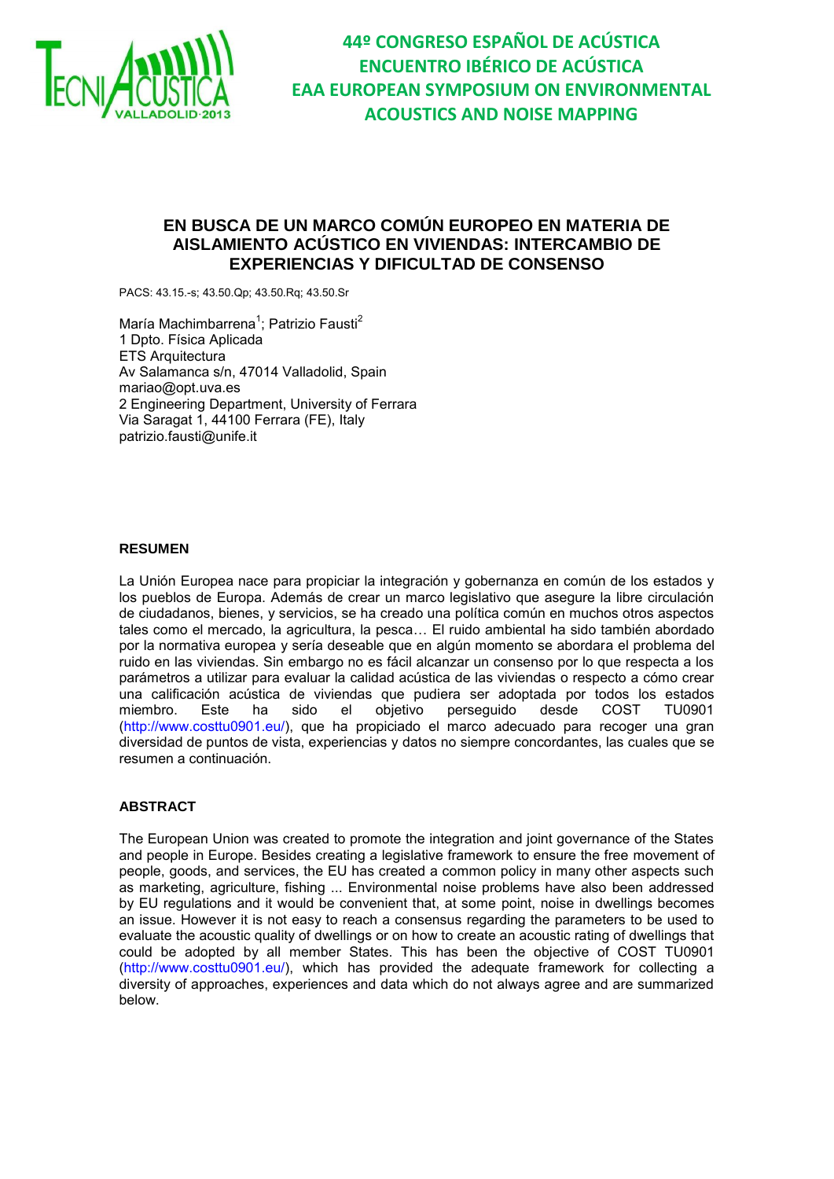# EN BUSCA DE UN MARCO COMÚN EUROPEO EN MATERIA DE AISLAMIENTO ACÚSTICO EN VIVIENDAS: INTERCAMBIO DE EXPERIENCIAS Y DIFICULTAD DE CONSENSO

PACS: 43.15.-s; 43.50.Qp; 43.50.Rq; 43.50.Sr

María Machimbarrena[1]; Patrizio Fausti[2]
1 Dpto. Física Aplicada
ETS Arquitectura
Av Salamanca s/n, 47014 Valladolid, Spain
mariao@opt.uva.es
2 Engineering Department, University of Ferrara
Via Saragat 1, 44100 Ferrara (FE), Italy
patrizio.fausti@unife.it

## RESUMEN

La Unión Europea nace para propiciar la integración y gobernanza en común de los estados y los pueblos de Europa. Además de crear un marco legislativo que asegure la libre circulación de ciudadanos, bienes, y servicios, se ha creado una política común en muchos otros aspectos tales como el mercado, la agricultura, la pesca… El ruido ambiental ha sido también abordado por la normativa europea y sería deseable que en algún momento se abordara el problema del ruido en las viviendas. Sin embargo no es fácil alcanzar un consenso por lo que respecta a los parámetros a utilizar para evaluar la calidad acústica de las viviendas o respecto a cómo crear una calificación acústica de viviendas que pudiera ser adoptada por todos los estados miembro. Este ha sido el objetivo perseguido desde COST TU0901 (http://www.costtu0901.eu/), que ha propiciado el marco adecuado para recoger una gran diversidad de puntos de vista, experiencias y datos no siempre concordantes, las cuales que se resumen a continuación.

## ABSTRACT

The European Union was created to promote the integration and joint governance of the States and people in Europe. Besides creating a legislative framework to ensure the free movement of people, goods, and services, the EU has created a common policy in many other aspects such as marketing, agriculture, fishing ... Environmental noise problems have also been addressed by EU regulations and it would be convenient that, at some point, noise in dwellings becomes an issue. However it is not easy to reach a consensus regarding the parameters to be used to evaluate the acoustic quality of dwellings or on how to create an acoustic rating of dwellings that could be adopted by all member States. This has been the objective of COST TU0901 (http://www.costtu0901.eu/), which has provided the adequate framework for collecting a diversity of approaches, experiences and data which do not always agree and are summarized below.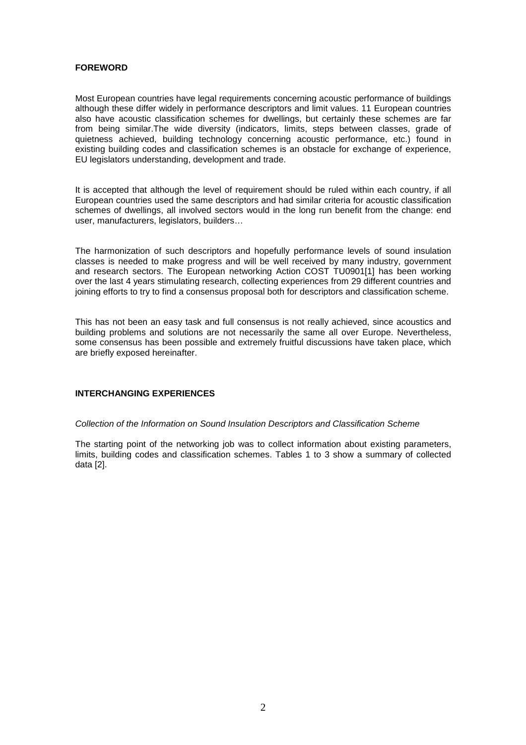## FOREWORD

Most European countries have legal requirements concerning acoustic performance of buildings although these differ widely in performance descriptors and limit values. 11 European countries also have acoustic classification schemes for dwellings, but certainly these schemes are far from being similar.The wide diversity (indicators, limits, steps between classes, grade of quietness achieved, building technology concerning acoustic performance, etc.) found in existing building codes and classification schemes is an obstacle for exchange of experience, EU legislators understanding, development and trade.

It is accepted that although the level of requirement should be ruled within each country, if all European countries used the same descriptors and had similar criteria for acoustic classification schemes of dwellings, all involved sectors would in the long run benefit from the change: end user, manufacturers, legislators, builders…

The harmonization of such descriptors and hopefully performance levels of sound insulation classes is needed to make progress and will be well received by many industry, government and research sectors. The European networking Action COST TU0901[1] has been working over the last 4 years stimulating research, collecting experiences from 29 different countries and joining efforts to try to find a consensus proposal both for descriptors and classification scheme.

This has not been an easy task and full consensus is not really achieved, since acoustics and building problems and solutions are not necessarily the same all over Europe. Nevertheless, some consensus has been possible and extremely fruitful discussions have taken place, which are briefly exposed hereinafter.

## INTERCHANGING EXPERIENCES

*Collection of the Information on Sound Insulation Descriptors and Classification Scheme*

The starting point of the networking job was to collect information about existing parameters, limits, building codes and classification schemes. Tables 1 to 3 show a summary of collected data [2].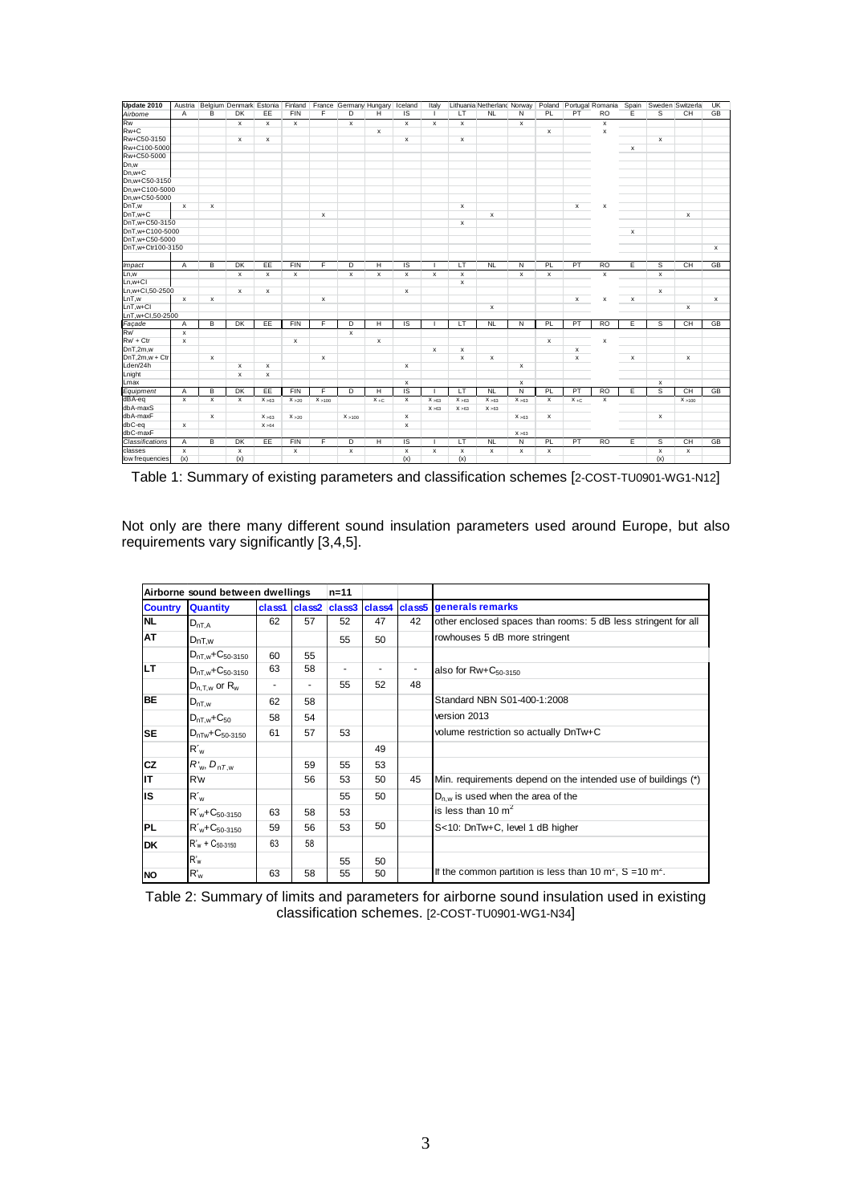| Update 2010 | Austria | Belgium | Denmark | Estonia | Finland | France | Germany | Hungary | Iceland | Italy | Lithuania | Netherland | Norway | Poland | Portugal | Romania | Spain | Sweden | Switzerla | UK |
|---|---|---|---|---|---|---|---|---|---|---|---|---|---|---|---|---|---|---|---|---|
| *Airborne* | A | B | DK | EE | FIN | F | D | H | IS | I | LT | NL | N | PL | PT | RO | E | S | CH | GB |
| Rw | | | x | x | x | | x | | x | x | x | | x | | | x | | | | |
| Rw+C | | | | | | | | x | | | | | | x | | x | | | | |
| Rw+C50-3150 | | | x | x | | | | | x | | x | | | | | | | x | | |
| Rw+C100-5000 | | | | | | | | | | | | | | | | | x | | | |
| Rw+C50-5000 | | | | | | | | | | | | | | | | | | | | |
| Dn,w | | | | | | | | | | | | | | | | | | | | |
| Dn,w+C | | | | | | | | | | | | | | | | | | | | |
| Dn,w+C50-3150 | | | | | | | | | | | | | | | | | | | | |
| Dn,w+C100-5000 | | | | | | | | | | | | | | | | | | | | |
| Dn,w+C50-5000 | | | | | | | | | | | | | | | | | | | | |
| DnT,w | x | x | | | | | | | | | x | | | | x | x | | | | |
| DnT,w+C | | | | | | x | | | | | | x | | | | | | | x | |
| DnT,w+C50-3150 | | | | | | | | | | | x | | | | | | | | | |
| DnT,w+C100-5000 | | | | | | | | | | | | | | | | | x | | | |
| DnT,w+C50-5000 | | | | | | | | | | | | | | | | | | | | |
| DnT,w+Ctr100-3150 | | | | | | | | | | | | | | | | | | | | x |
| *Impact* | A | B | DK | EE | FIN | F | D | H | IS | I | LT | NL | N | PL | PT | RO | E | S | CH | GB |
| Ln,w | | | x | x | x | | x | x | x | x | x | | x | x | | x | | x | | |
| Ln,w+CI | | | | | | | | | | | x | | | | | | | | | |
| Ln,w+CI,50-2500 | | | x | x | | | | | x | | | | | | | | | x | | |
| LnT,w | x | x | | | | x | | | | | | | | | x | x | x | | | x |
| LnT,w+CI | | | | | | | | | | | | x | | | | | | | x | |
| LnT,w+CI,50-2500 | | | | | | | | | | | | | | | | | | | | |
| *Façade* | A | B | DK | EE | FIN | F | D | H | IS | I | LT | NL | N | PL | PT | RO | E | S | CH | GB |
| Rw' | x | | | | | | x | | | | | | | | | | | | | |
| Rw' + Ctr | x | | | | x | | | x | | | | | | x | | x | | | | |
| DnT,2m,w | | | | | | | | | | x | x | | | | x | | | | | |
| DnT,2m,w + Ctr | | x | | | | x | | | | | x | x | | | x | | x | | x | |
| Lden/24h | | | x | x | | | | | x | | | | x | | | | | | | |
| Lnight | | | x | x | | | | | | | | | | | | | | | | |
| Lmax | | | | | | | | | x | | | | x | | | | | x | | |
| *Equipment* | A | B | DK | EE | FIN | F | D | H | IS | I | LT | NL | N | PL | PT | RO | E | S | CH | GB |
| dBA-eq | x | x | x | x >63 | x >20 | x >100 | | x +C | x | x >63 | x >63 | x >63 | x >63 | x | x +C | x | | | x >100 | |
| dbA-maxS | | | | | | | | | | x >63 | x >63 | x >63 | | | | | | | | |
| dbA-maxF | | x | | x >63 | x >20 | | x >100 | | x | | | | x >63 | x | | | | x | | |
| dbC-eq | x | | | x >64 | | | | | x | | | | | | | | | | | |
| dbC-maxF | | | | | | | | | | | | | x >63 | | | | | | | |
| *Classifications* | A | B | DK | EE | FIN | F | D | H | IS | I | LT | NL | N | PL | PT | RO | E | S | CH | GB |
| classes | x | | x | | x | | x | | x | x | x | x | x | x | | | | x | x | |
| low frequencies | (x) | | (x) | | | | | | (x) | | (x) | | | | | | | (x) | | |

Table 1: Summary of existing parameters and classification schemes [2-COST-TU0901-WG1-N12]

Not only are there many different sound insulation parameters used around Europe, but also requirements vary significantly [3,4,5].

| Airborne sound between dwellings | | | | n=11 | | | |
|---|---|---|---|---|---|---|---|
| **Country** | **Quantity** | **class1** | **class2** | **class3** | **class4** | **class5** | **generals remarks** |
| **NL** | $D_{nT,A}$ | 62 | 57 | 52 | 47 | 42 | other enclosed spaces than rooms: 5 dB less stringent for all |
| **AT** | $D_{nT,w}$ | | | 55 | 50 | | rowhouses 5 dB more stringent |
| | $D_{nT,w}+C_{50\text{-}3150}$ | 60 | 55 | | | | |
| **LT** | $D_{nT,w}+C_{50\text{-}3150}$ | 63 | 58 | - | - | - | also for $Rw+C_{50\text{-}3150}$ |
| | $D_{n,T,w}$ or $R_w$ | - | - | 55 | 52 | 48 | |
| **BE** | $D_{nT,w}$ | 62 | 58 | | | | Standard NBN S01-400-1:2008 |
| | $D_{nT,w}+C_{50}$ | 58 | 54 | | | | version 2013 |
| **SE** | $D_{nTw}+C_{50\text{-}3150}$ | 61 | 57 | 53 | | | volume restriction so actually DnTw+C |
| | $R'_w$ | | | | 49 | | |
| **CZ** | $R'_w$, $D_{nT,w}$ | | 59 | 55 | 53 | | |
| **IT** | R'w | | 56 | 53 | 50 | 45 | Min. requirements depend on the intended use of buildings (*) |
| **IS** | $R'_w$ | | | 55 | 50 | | $D_{n,w}$ is used when the area of the |
| | $R'_w+C_{50\text{-}3150}$ | 63 | 58 | 53 | | | is less than 10 $m^2$ |
| **PL** | $R'_w+C_{50\text{-}3150}$ | 59 | 56 | 53 | 50 | | S<10: DnTw+C, level 1 dB higher |
| **DK** | $R'_w + C_{50\text{-}3150}$ | 63 | 58 | | | | |
| | $R'_w$ | | | 55 | 50 | | |
| **NO** | $R'_w$ | 63 | 58 | 55 | 50 | | If the common partition is less than 10 $m^2$, S =10 $m^2$. |

Table 2: Summary of limits and parameters for airborne sound insulation used in existing classification schemes. [2-COST-TU0901-WG1-N34]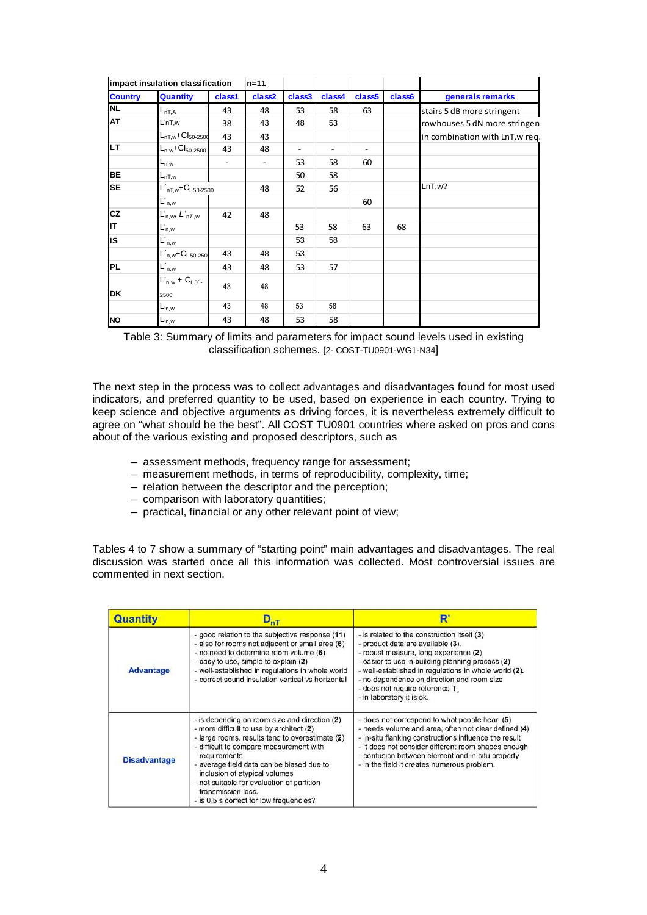| impact insulation classification | | n=11 | | | | | | |
|---|---|---|---|---|---|---|---|---|
| **Country** | **Quantity** | **class1** | **class2** | **class3** | **class4** | **class5** | **class6** | **generals remarks** |
| **NL** | $L_{nT,A}$ | 43 | 48 | 53 | 58 | 63 | | stairs 5 dB more stringent |
| **AT** | $L'_{nT,w}$ | 38 | 43 | 48 | 53 | | | rowhouses 5 dN more stringen |
| | $L_{nT,w}+CI_{50-2500}$ | 43 | 43 | | | | | in combination with LnT,w req. |
| **LT** | $L_{n,w}+CI_{50-2500}$ | 43 | 48 | - | - | - | | |
| | $L_{n,w}$ | - | - | 53 | 58 | 60 | | |
| **BE** | $L_{nT,w}$ | | | 50 | 58 | | | |
| **SE** | $L'_{nT,w}+C_{I,50-2500}$ | | 48 | 52 | 56 | | | LnT,w? |
| | $L'_{n,w}$ | | | | | 60 | | |
| **CZ** | $L'_{n,w}$, $L'_{nT,w}$ | 42 | 48 | | | | | |
| **IT** | $L'_{n,w}$ | | | 53 | 58 | 63 | 68 | |
| **IS** | $L'_{n,w}$ | | | 53 | 58 | | | |
| | $L'_{n,w}+C_{I,50-2500}$ | 43 | 48 | 53 | | | | |
| **PL** | $L'_{n,w}$ | 43 | 48 | 53 | 57 | | | |
| **DK** | $L'_{n,w}+C_{I,50-2500}$ | 43 | 48 | | | | | |
| | $L'_{n,w}$ | 43 | 48 | 53 | 58 | | | |
| **NO** | $L'_{n,w}$ | 43 | 48 | 53 | 58 | | | |

Table 3: Summary of limits and parameters for impact sound levels used in existing classification schemes. [2- COST-TU0901-WG1-N34]

The next step in the process was to collect advantages and disadvantages found for most used indicators, and preferred quantity to be used, based on experience in each country. Trying to keep science and objective arguments as driving forces, it is nevertheless extremely difficult to agree on "what should be the best". All COST TU0901 countries where asked on pros and cons about of the various existing and proposed descriptors, such as

- assessment methods, frequency range for assessment;
- measurement methods, in terms of reproducibility, complexity, time;
- relation between the descriptor and the perception;
- comparison with laboratory quantities;
- practical, financial or any other relevant point of view;

Tables 4 to 7 show a summary of "starting point" main advantages and disadvantages. The real discussion was started once all this information was collected. Most controversial issues are commented in next section.

| Quantity | $D_{nT}$ | R' |
|---|---|---|
| **Advantage** | - good relation to the subjective response (11)<br>- also for rooms not adjacent or small area (6)<br>- no need to determine room volume (6)<br>- easy to use, simple to explain (2)<br>- well-established in regulations in whole world<br>- correct sound insulation vertical vs horizontal | - is related to the construction itself (3)<br>- product data are available (3).<br>- robust measure, long experience (2)<br>- easier to use in building planning process (2)<br>- well-established in regulations in whole world (2).<br>- no dependence on direction and room size<br>- does not require reference $T_o$<br>- in laboratory it is ok. |
| **Disadvantage** | - is depending on room size and direction (2)<br>- more difficult to use by architect (2)<br>- large rooms, results tend to overestimate (2)<br>- difficult to compare measurement with requirements<br>- average field data can be biased due to inclusion of atypical volumes<br>- not suitable for evaluation of partition transmission loss.<br>- is 0,5 s correct for low frequencies? | - does not correspond to what people hear (5)<br>- needs volume and area, often not clear defined (4)<br>- in-situ flanking constructions influence the result<br>- it does not consider different room shapes enough<br>- confusion between element and in-situ property<br>- in the field it creates numerous problem. |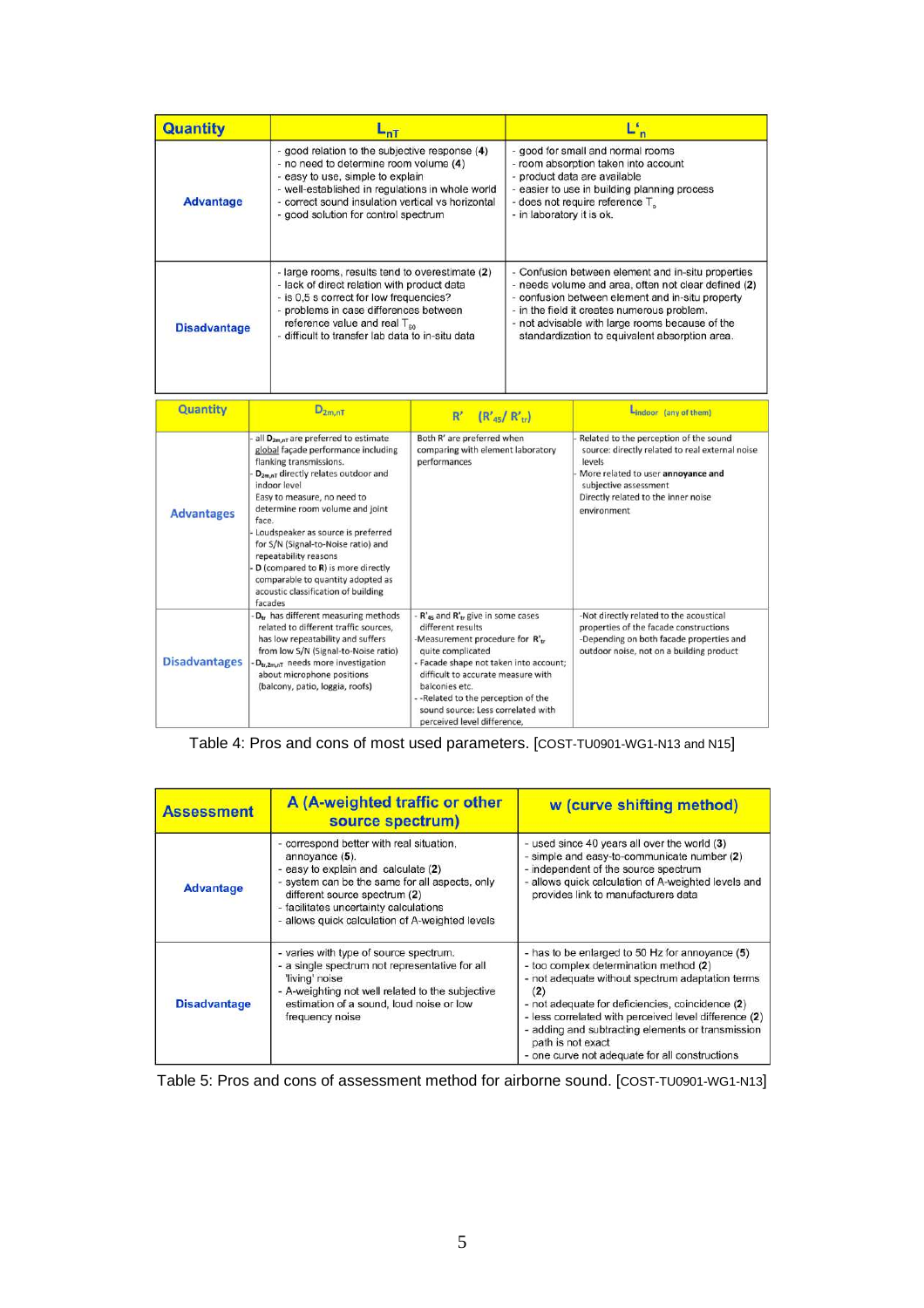| Quantity | $L_{nT}$ | $L'_n$ |
|---|---|---|
| **Advantage** | - good relation to the subjective response (4)<br>- no need to determine room volume (4)<br>- easy to use, simple to explain<br>- well-established in regulations in whole world<br>- correct sound insulation vertical vs horizontal<br>- good solution for control spectrum | - good for small and normal rooms<br>- room absorption taken into account<br>- product data are available<br>- easier to use in building planning process<br>- does not require reference $T_o$<br>- in laboratory it is ok. |
| **Disadvantage** | - large rooms, results tend to overestimate (2)<br>- lack of direct relation with product data<br>- is 0,5 s correct for low frequencies?<br>- problems in case differences between reference value and real $T_{60}$<br>- difficult to transfer lab data to in-situ data | - Confusion between element and in-situ properties<br>- needs volume and area, often not clear defined (2)<br>- confusion between element and in-situ property<br>- in the field it creates numerous problem.<br>- not advisable with large rooms because of the standardization to equivalent absorption area. |

| Quantity | $D_{2m,nT}$ | $R'$ ($R'_{45}$/ $R'_{tr}$) | $L_{indoor}$ (any of them) |
|---|---|---|---|
| **Advantages** | - all $D_{2m,nT}$ are preferred to estimate global façade performance including flanking transmissions.<br>$D_{2m,nT}$ directly relates outdoor and indoor level<br>Easy to measure, no need to determine room volume and joint face.<br>- Loudspeaker as source is preferred for S/N (Signal-to-Noise ratio) and repeatability reasons<br>- **D** (compared to **R**) is more directly comparable to quantity adopted as acoustic classification of building facades | Both R' are preferred when comparing with element laboratory performances | - Related to the perception of the sound source: directly related to real external noise levels<br>- More related to user **annoyance and** subjective assessment<br>Directly related to the inner noise environment |
| **Disadvantages** | - $D_{tr}$ has different measuring methods related to different traffic sources, has low repeatability and suffers from low S/N (Signal-to-Noise ratio)<br>- $D_{tr,2m,nT}$ needs more investigation about microphone positions (balcony, patio, loggia, roofs) | - $R'_{45}$ and $R'_{tr}$ give in some cases different results<br>-Measurement procedure for $R'_{tr}$ quite complicated<br>- Facade shape not taken into account; difficult to accurate measure with balconies etc.<br>- -Related to the perception of the sound source: Less correlated with perceived level difference, | -Not directly related to the acoustical properties of the facade constructions<br>-Depending on both facade properties and outdoor noise, not on a building product |

Table 4: Pros and cons of most used parameters. [COST-TU0901-WG1-N13 and N15]

| Assessment | A (A-weighted traffic or other source spectrum) | w (curve shifting method) |
|---|---|---|
| **Advantage** | - correspond better with real situation, annoyance (5).<br>- easy to explain and calculate (2)<br>- system can be the same for all aspects, only different source spectrum (2)<br>- facilitates uncertainty calculations<br>- allows quick calculation of A-weighted levels | - used since 40 years all over the world (3)<br>- simple and easy-to-communicate number (2)<br>- independent of the source spectrum<br>- allows quick calculation of A-weighted levels and provides link to manufacturers data |
| **Disadvantage** | - varies with type of source spectrum.<br>- a single spectrum not representative for all 'living' noise<br>- A-weighting not well related to the subjective estimation of a sound, loud noise or low frequency noise | - has to be enlarged to 50 Hz for annoyance (5)<br>- too complex determination method (2)<br>- not adequate without spectrum adaptation terms (2)<br>- not adequate for deficiencies, coincidence (2)<br>- less correlated with perceived level difference (2)<br>- adding and subtracting elements or transmission path is not exact<br>- one curve not adequate for all constructions |

Table 5: Pros and cons of assessment method for airborne sound. [COST-TU0901-WG1-N13]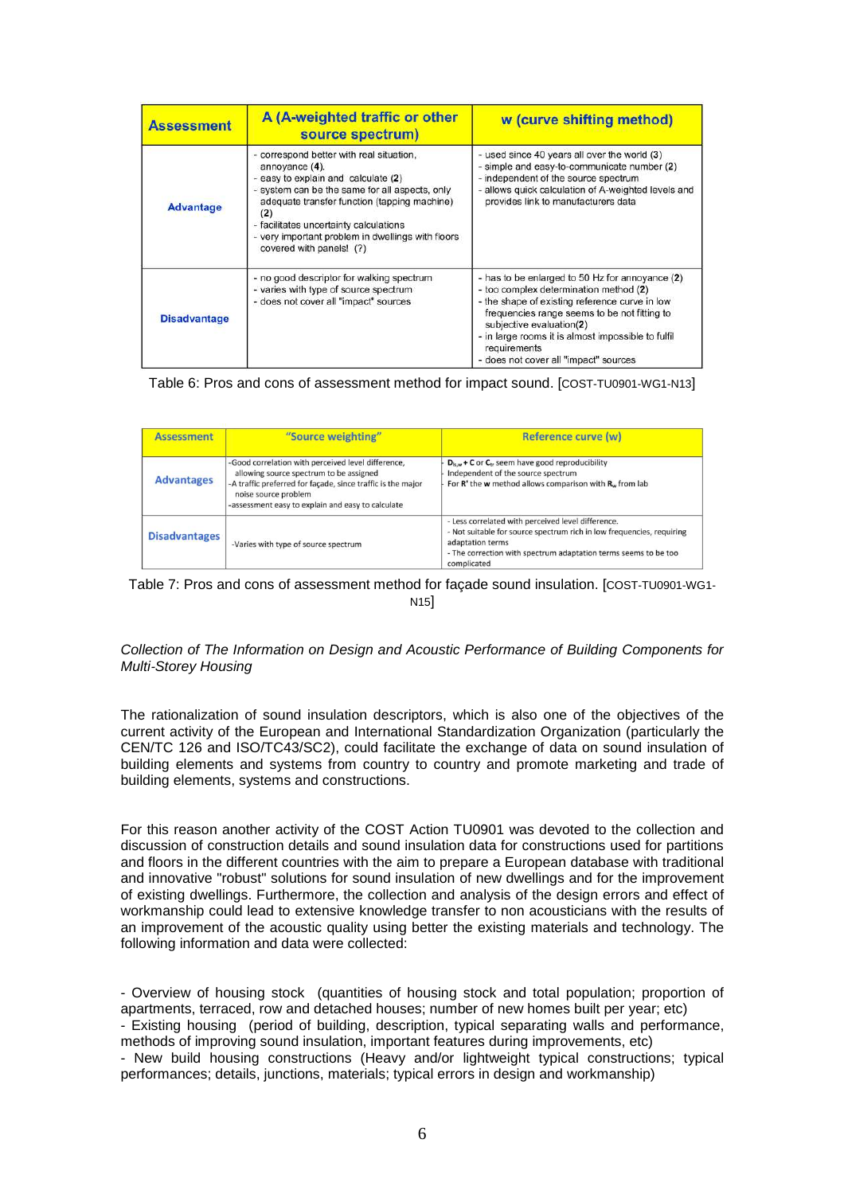| Assessment | A (A-weighted traffic or other source spectrum) | w (curve shifting method) |
|---|---|---|
| Advantage | - correspond better with real situation, annoyance (4).<br>- easy to explain and calculate (2)<br>- system can be the same for all aspects, only adequate transfer function (tapping machine) (2)<br>- facilitates uncertainty calculations<br>- very important problem in dwellings with floors covered with panels! (?) | - used since 40 years all over the world (3)<br>- simple and easy-to-communicate number (2)<br>- independent of the source spectrum<br>- allows quick calculation of A-weighted levels and provides link to manufacturers data |
| Disadvantage | - no good descriptor for walking spectrum<br>- varies with type of source spectrum<br>- does not cover all "impact" sources | - has to be enlarged to 50 Hz for annoyance (2)<br>- too complex determination method (2)<br>- the shape of existing reference curve in low frequencies range seems to be not fitting to subjective evaluation(2)<br>- in large rooms it is almost impossible to fulfil requirements<br>- does not cover all "impact" sources |

Table 6: Pros and cons of assessment method for impact sound. [COST-TU0901-WG1-N13]

| Assessment | "Source weighting" | Reference curve (w) |
|---|---|---|
| Advantages | -Good correlation with perceived level difference, allowing source spectrum to be assigned<br>-A traffic preferred for façade, since traffic is the major noise source problem<br>-assessment easy to explain and easy to calculate | - $D_{ls,w}$ + C or $C_{tr}$ seem have good reproducibility<br>- Independent of the source spectrum<br>- For R' the **w** method allows comparison with $R_w$ from lab |
| Disadvantages | -Varies with type of source spectrum | - Less correlated with perceived level difference.<br>- Not suitable for source spectrum rich in low frequencies, requiring adaptation terms<br>- The correction with spectrum adaptation terms seems to be too complicated |

Table 7: Pros and cons of assessment method for façade sound insulation. [COST-TU0901-WG1-N15]

*Collection of The Information on Design and Acoustic Performance of Building Components for Multi-Storey Housing*

The rationalization of sound insulation descriptors, which is also one of the objectives of the current activity of the European and International Standardization Organization (particularly the CEN/TC 126 and ISO/TC43/SC2), could facilitate the exchange of data on sound insulation of building elements and systems from country to country and promote marketing and trade of building elements, systems and constructions.

For this reason another activity of the COST Action TU0901 was devoted to the collection and discussion of construction details and sound insulation data for constructions used for partitions and floors in the different countries with the aim to prepare a European database with traditional and innovative "robust" solutions for sound insulation of new dwellings and for the improvement of existing dwellings. Furthermore, the collection and analysis of the design errors and effect of workmanship could lead to extensive knowledge transfer to non acousticians with the results of an improvement of the acoustic quality using better the existing materials and technology. The following information and data were collected:

- Overview of housing stock (quantities of housing stock and total population; proportion of apartments, terraced, row and detached houses; number of new homes built per year; etc)
- Existing housing (period of building, description, typical separating walls and performance, methods of improving sound insulation, important features during improvements, etc)
- New build housing constructions (Heavy and/or lightweight typical constructions; typical performances; details, junctions, materials; typical errors in design and workmanship)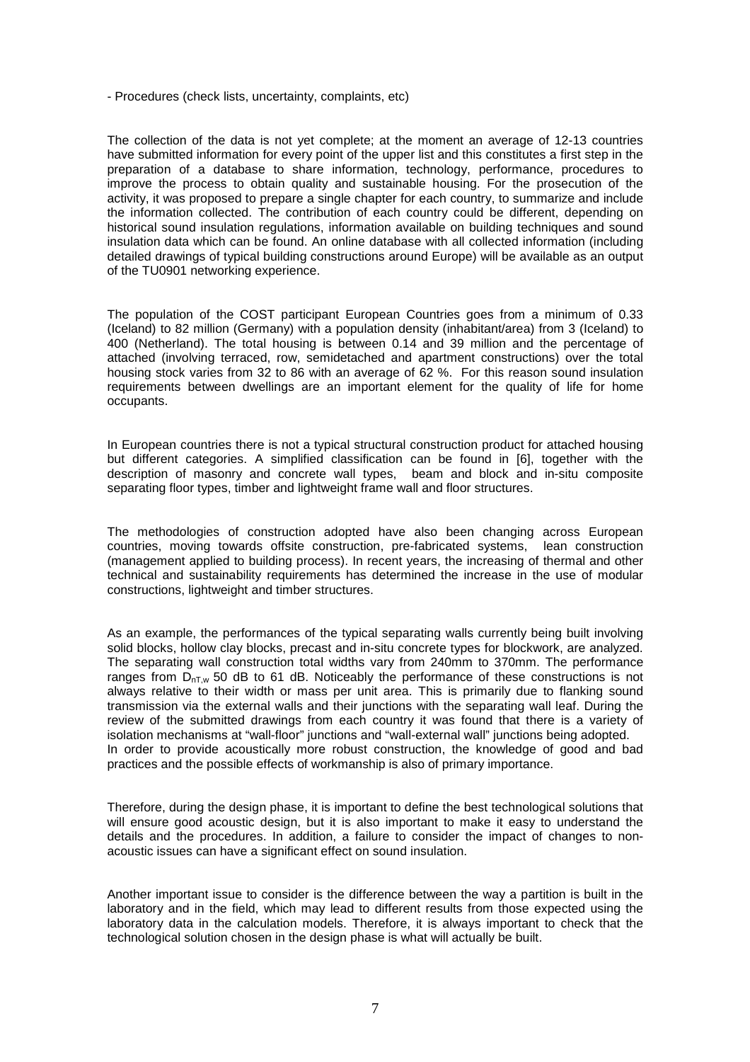- Procedures (check lists, uncertainty, complaints, etc)

The collection of the data is not yet complete; at the moment an average of 12-13 countries have submitted information for every point of the upper list and this constitutes a first step in the preparation of a database to share information, technology, performance, procedures to improve the process to obtain quality and sustainable housing. For the prosecution of the activity, it was proposed to prepare a single chapter for each country, to summarize and include the information collected. The contribution of each country could be different, depending on historical sound insulation regulations, information available on building techniques and sound insulation data which can be found. An online database with all collected information (including detailed drawings of typical building constructions around Europe) will be available as an output of the TU0901 networking experience.

The population of the COST participant European Countries goes from a minimum of 0.33 (Iceland) to 82 million (Germany) with a population density (inhabitant/area) from 3 (Iceland) to 400 (Netherland). The total housing is between 0.14 and 39 million and the percentage of attached (involving terraced, row, semidetached and apartment constructions) over the total housing stock varies from 32 to 86 with an average of 62 %. For this reason sound insulation requirements between dwellings are an important element for the quality of life for home occupants.

In European countries there is not a typical structural construction product for attached housing but different categories. A simplified classification can be found in [6], together with the description of masonry and concrete wall types, beam and block and in-situ composite separating floor types, timber and lightweight frame wall and floor structures.

The methodologies of construction adopted have also been changing across European countries, moving towards offsite construction, pre-fabricated systems, lean construction (management applied to building process). In recent years, the increasing of thermal and other technical and sustainability requirements has determined the increase in the use of modular constructions, lightweight and timber structures.

As an example, the performances of the typical separating walls currently being built involving solid blocks, hollow clay blocks, precast and in-situ concrete types for blockwork, are analyzed. The separating wall construction total widths vary from 240mm to 370mm. The performance ranges from $D_{nT,w}$ 50 dB to 61 dB. Noticeably the performance of these constructions is not always relative to their width or mass per unit area. This is primarily due to flanking sound transmission via the external walls and their junctions with the separating wall leaf. During the review of the submitted drawings from each country it was found that there is a variety of isolation mechanisms at "wall-floor" junctions and "wall-external wall" junctions being adopted.
In order to provide acoustically more robust construction, the knowledge of good and bad practices and the possible effects of workmanship is also of primary importance.

Therefore, during the design phase, it is important to define the best technological solutions that will ensure good acoustic design, but it is also important to make it easy to understand the details and the procedures. In addition, a failure to consider the impact of changes to non-acoustic issues can have a significant effect on sound insulation.

Another important issue to consider is the difference between the way a partition is built in the laboratory and in the field, which may lead to different results from those expected using the laboratory data in the calculation models. Therefore, it is always important to check that the technological solution chosen in the design phase is what will actually be built.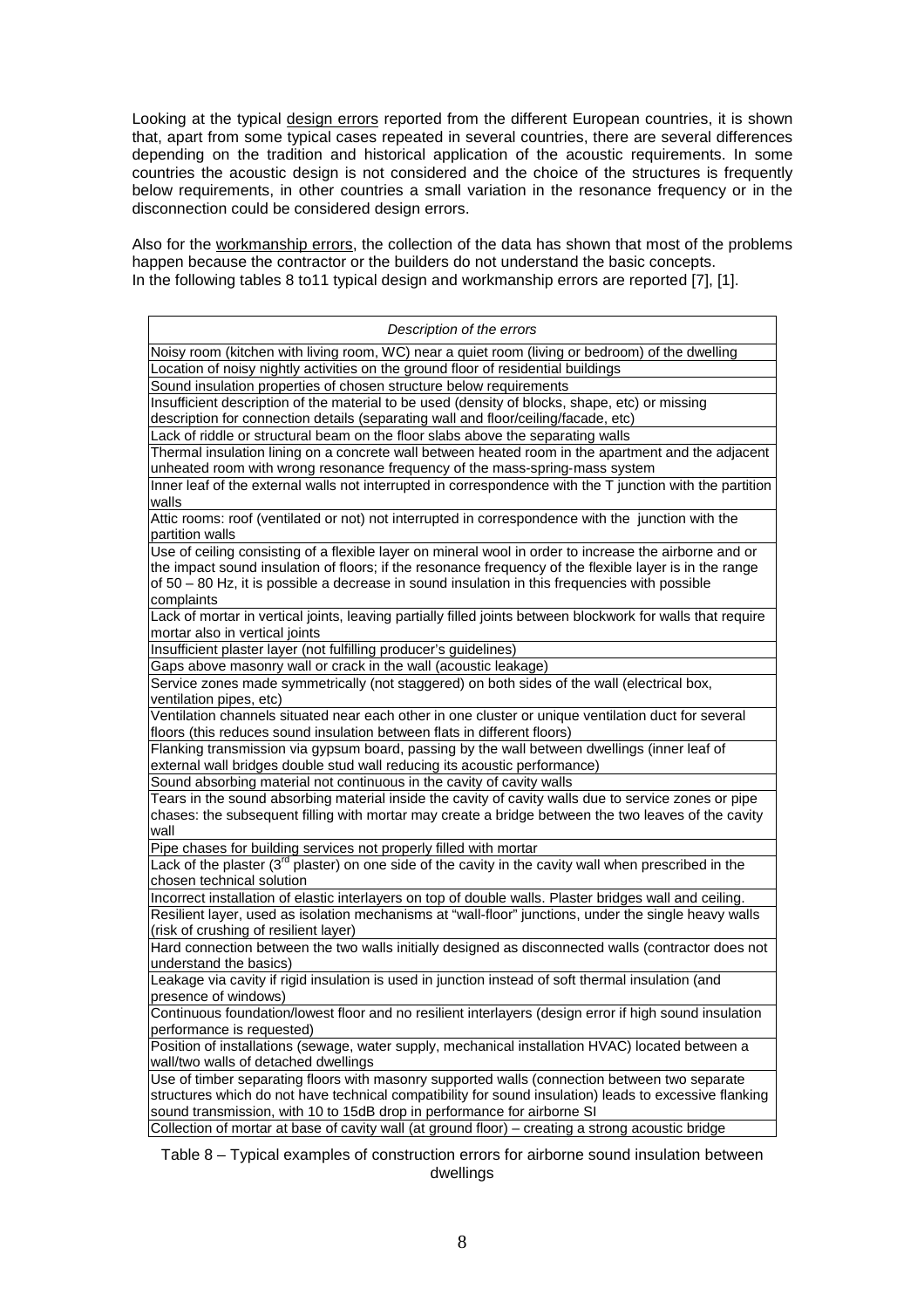Looking at the typical design errors reported from the different European countries, it is shown that, apart from some typical cases repeated in several countries, there are several differences depending on the tradition and historical application of the acoustic requirements. In some countries the acoustic design is not considered and the choice of the structures is frequently below requirements, in other countries a small variation in the resonance frequency or in the disconnection could be considered design errors.

Also for the workmanship errors, the collection of the data has shown that most of the problems happen because the contractor or the builders do not understand the basic concepts.
In the following tables 8 to11 typical design and workmanship errors are reported [7], [1].

| *Description of the errors* |
|---|
| Noisy room (kitchen with living room, WC) near a quiet room (living or bedroom) of the dwelling |
| Location of noisy nightly activities on the ground floor of residential buildings |
| Sound insulation properties of chosen structure below requirements |
| Insufficient description of the material to be used (density of blocks, shape, etc) or missing description for connection details (separating wall and floor/ceiling/facade, etc) |
| Lack of riddle or structural beam on the floor slabs above the separating walls |
| Thermal insulation lining on a concrete wall between heated room in the apartment and the adjacent unheated room with wrong resonance frequency of the mass-spring-mass system |
| Inner leaf of the external walls not interrupted in correspondence with the T junction with the partition walls |
| Attic rooms: roof (ventilated or not) not interrupted in correspondence with the junction with the partition walls |
| Use of ceiling consisting of a flexible layer on mineral wool in order to increase the airborne and or the impact sound insulation of floors; if the resonance frequency of the flexible layer is in the range of 50 – 80 Hz, it is possible a decrease in sound insulation in this frequencies with possible complaints |
| Lack of mortar in vertical joints, leaving partially filled joints between blockwork for walls that require mortar also in vertical joints |
| Insufficient plaster layer (not fulfilling producer's guidelines) |
| Gaps above masonry wall or crack in the wall (acoustic leakage) |
| Service zones made symmetrically (not staggered) on both sides of the wall (electrical box, ventilation pipes, etc) |
| Ventilation channels situated near each other in one cluster or unique ventilation duct for several floors (this reduces sound insulation between flats in different floors) |
| Flanking transmission via gypsum board, passing by the wall between dwellings (inner leaf of external wall bridges double stud wall reducing its acoustic performance) |
| Sound absorbing material not continuous in the cavity of cavity walls |
| Tears in the sound absorbing material inside the cavity of cavity walls due to service zones or pipe chases: the subsequent filling with mortar may create a bridge between the two leaves of the cavity wall |
| Pipe chases for building services not properly filled with mortar |
| Lack of the plaster (3rd plaster) on one side of the cavity in the cavity wall when prescribed in the chosen technical solution |
| Incorrect installation of elastic interlayers on top of double walls. Plaster bridges wall and ceiling. |
| Resilient layer, used as isolation mechanisms at "wall-floor" junctions, under the single heavy walls (risk of crushing of resilient layer) |
| Hard connection between the two walls initially designed as disconnected walls (contractor does not understand the basics) |
| Leakage via cavity if rigid insulation is used in junction instead of soft thermal insulation (and presence of windows) |
| Continuous foundation/lowest floor and no resilient interlayers (design error if high sound insulation performance is requested) |
| Position of installations (sewage, water supply, mechanical installation HVAC) located between a wall/two walls of detached dwellings |
| Use of timber separating floors with masonry supported walls (connection between two separate structures which do not have technical compatibility for sound insulation) leads to excessive flanking sound transmission, with 10 to 15dB drop in performance for airborne SI |
| Collection of mortar at base of cavity wall (at ground floor) – creating a strong acoustic bridge |

Table 8 – Typical examples of construction errors for airborne sound insulation between dwellings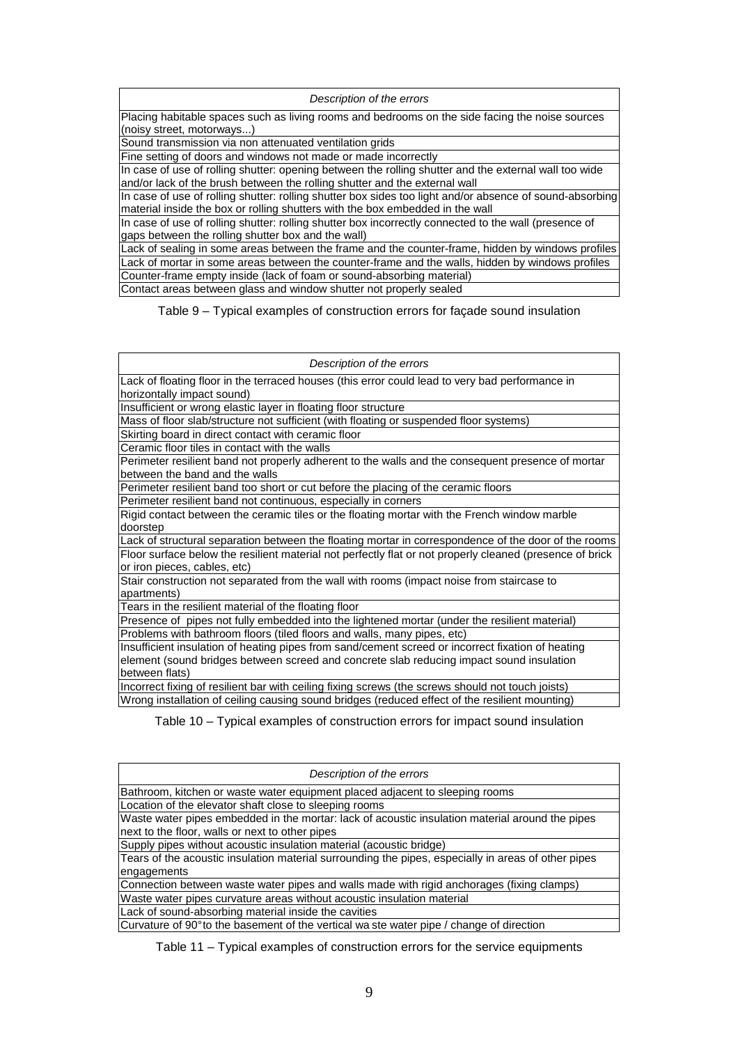| *Description of the errors* |
|---|
| Placing habitable spaces such as living rooms and bedrooms on the side facing the noise sources (noisy street, motorways...) |
| Sound transmission via non attenuated ventilation grids |
| Fine setting of doors and windows not made or made incorrectly |
| In case of use of rolling shutter: opening between the rolling shutter and the external wall too wide and/or lack of the brush between the rolling shutter and the external wall |
| In case of use of rolling shutter: rolling shutter box sides too light and/or absence of sound-absorbing material inside the box or rolling shutters with the box embedded in the wall |
| In case of use of rolling shutter: rolling shutter box incorrectly connected to the wall (presence of gaps between the rolling shutter box and the wall) |
| Lack of sealing in some areas between the frame and the counter-frame, hidden by windows profiles |
| Lack of mortar in some areas between the counter-frame and the walls, hidden by windows profiles |
| Counter-frame empty inside (lack of foam or sound-absorbing material) |
| Contact areas between glass and window shutter not properly sealed |

Table 9 – Typical examples of construction errors for façade sound insulation

| *Description of the errors* |
|---|
| Lack of floating floor in the terraced houses (this error could lead to very bad performance in horizontally impact sound) |
| Insufficient or wrong elastic layer in floating floor structure |
| Mass of floor slab/structure not sufficient (with floating or suspended floor systems) |
| Skirting board in direct contact with ceramic floor |
| Ceramic floor tiles in contact with the walls |
| Perimeter resilient band not properly adherent to the walls and the consequent presence of mortar between the band and the walls |
| Perimeter resilient band too short or cut before the placing of the ceramic floors |
| Perimeter resilient band not continuous, especially in corners |
| Rigid contact between the ceramic tiles or the floating mortar with the French window marble doorstep |
| Lack of structural separation between the floating mortar in correspondence of the door of the rooms |
| Floor surface below the resilient material not perfectly flat or not properly cleaned (presence of brick or iron pieces, cables, etc) |
| Stair construction not separated from the wall with rooms (impact noise from staircase to apartments) |
| Tears in the resilient material of the floating floor |
| Presence of pipes not fully embedded into the lightened mortar (under the resilient material) |
| Problems with bathroom floors (tiled floors and walls, many pipes, etc) |
| Insufficient insulation of heating pipes from sand/cement screed or incorrect fixation of heating element (sound bridges between screed and concrete slab reducing impact sound insulation between flats) |
| Incorrect fixing of resilient bar with ceiling fixing screws (the screws should not touch joists) |
| Wrong installation of ceiling causing sound bridges (reduced effect of the resilient mounting) |

Table 10 – Typical examples of construction errors for impact sound insulation

| *Description of the errors* |
|---|
| Bathroom, kitchen or waste water equipment placed adjacent to sleeping rooms |
| Location of the elevator shaft close to sleeping rooms |
| Waste water pipes embedded in the mortar: lack of acoustic insulation material around the pipes next to the floor, walls or next to other pipes |
| Supply pipes without acoustic insulation material (acoustic bridge) |
| Tears of the acoustic insulation material surrounding the pipes, especially in areas of other pipes engagements |
| Connection between waste water pipes and walls made with rigid anchorages (fixing clamps) |
| Waste water pipes curvature areas without acoustic insulation material |
| Lack of sound-absorbing material inside the cavities |
| Curvature of 90° to the basement of the vertical waste water pipe / change of direction |

Table 11 – Typical examples of construction errors for the service equipments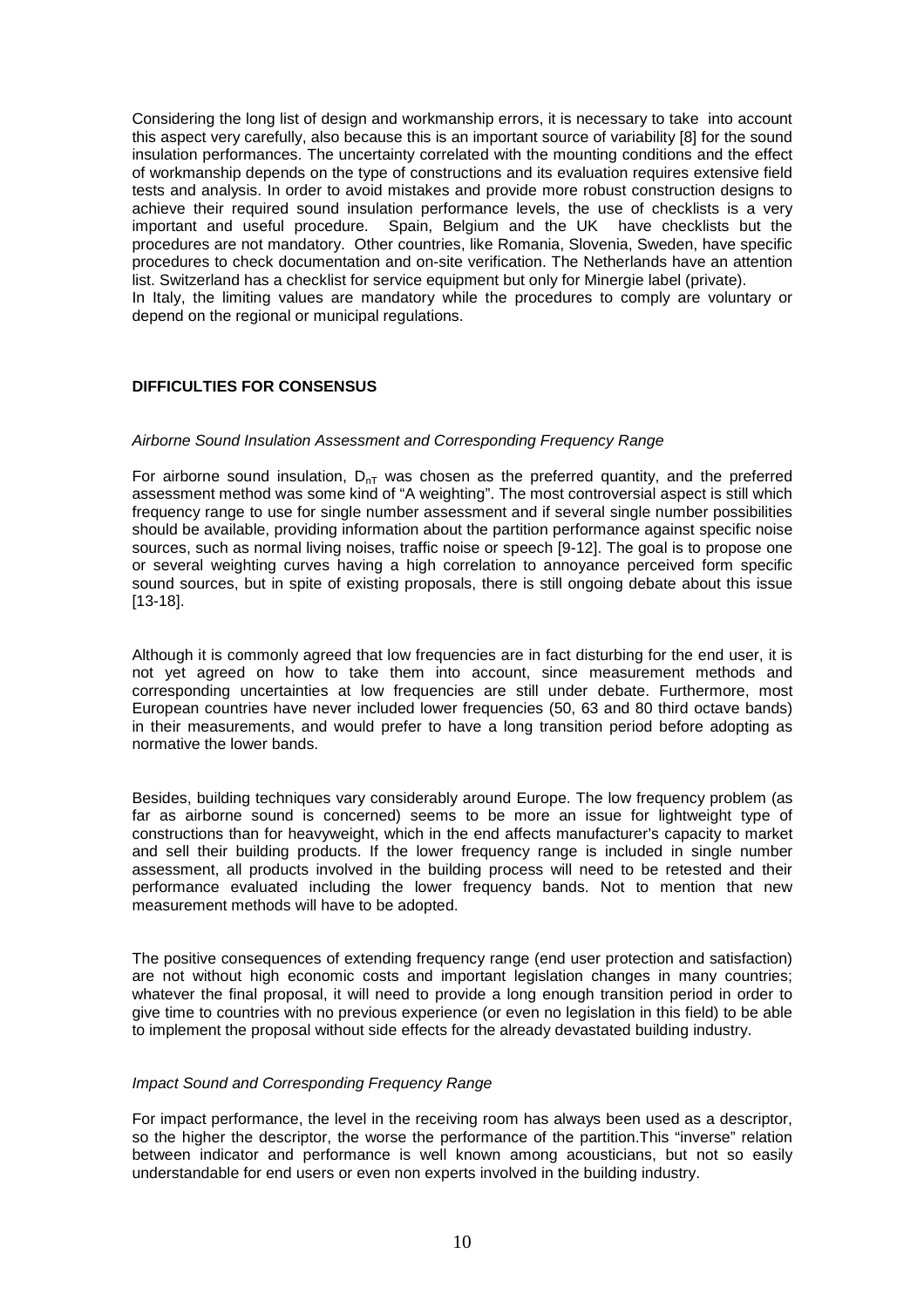Considering the long list of design and workmanship errors, it is necessary to take into account this aspect very carefully, also because this is an important source of variability [8] for the sound insulation performances. The uncertainty correlated with the mounting conditions and the effect of workmanship depends on the type of constructions and its evaluation requires extensive field tests and analysis. In order to avoid mistakes and provide more robust construction designs to achieve their required sound insulation performance levels, the use of checklists is a very important and useful procedure. Spain, Belgium and the UK have checklists but the procedures are not mandatory. Other countries, like Romania, Slovenia, Sweden, have specific procedures to check documentation and on-site verification. The Netherlands have an attention list. Switzerland has a checklist for service equipment but only for Minergie label (private).
In Italy, the limiting values are mandatory while the procedures to comply are voluntary or depend on the regional or municipal regulations.

## DIFFICULTIES FOR CONSENSUS

*Airborne Sound Insulation Assessment and Corresponding Frequency Range*

For airborne sound insulation, $D_{nT}$ was chosen as the preferred quantity, and the preferred assessment method was some kind of "A weighting". The most controversial aspect is still which frequency range to use for single number assessment and if several single number possibilities should be available, providing information about the partition performance against specific noise sources, such as normal living noises, traffic noise or speech [9-12]. The goal is to propose one or several weighting curves having a high correlation to annoyance perceived form specific sound sources, but in spite of existing proposals, there is still ongoing debate about this issue [13-18].

Although it is commonly agreed that low frequencies are in fact disturbing for the end user, it is not yet agreed on how to take them into account, since measurement methods and corresponding uncertainties at low frequencies are still under debate. Furthermore, most European countries have never included lower frequencies (50, 63 and 80 third octave bands) in their measurements, and would prefer to have a long transition period before adopting as normative the lower bands.

Besides, building techniques vary considerably around Europe. The low frequency problem (as far as airborne sound is concerned) seems to be more an issue for lightweight type of constructions than for heavyweight, which in the end affects manufacturer's capacity to market and sell their building products. If the lower frequency range is included in single number assessment, all products involved in the building process will need to be retested and their performance evaluated including the lower frequency bands. Not to mention that new measurement methods will have to be adopted.

The positive consequences of extending frequency range (end user protection and satisfaction) are not without high economic costs and important legislation changes in many countries; whatever the final proposal, it will need to provide a long enough transition period in order to give time to countries with no previous experience (or even no legislation in this field) to be able to implement the proposal without side effects for the already devastated building industry.

*Impact Sound and Corresponding Frequency Range*

For impact performance, the level in the receiving room has always been used as a descriptor, so the higher the descriptor, the worse the performance of the partition.This "inverse" relation between indicator and performance is well known among acousticians, but not so easily understandable for end users or even non experts involved in the building industry.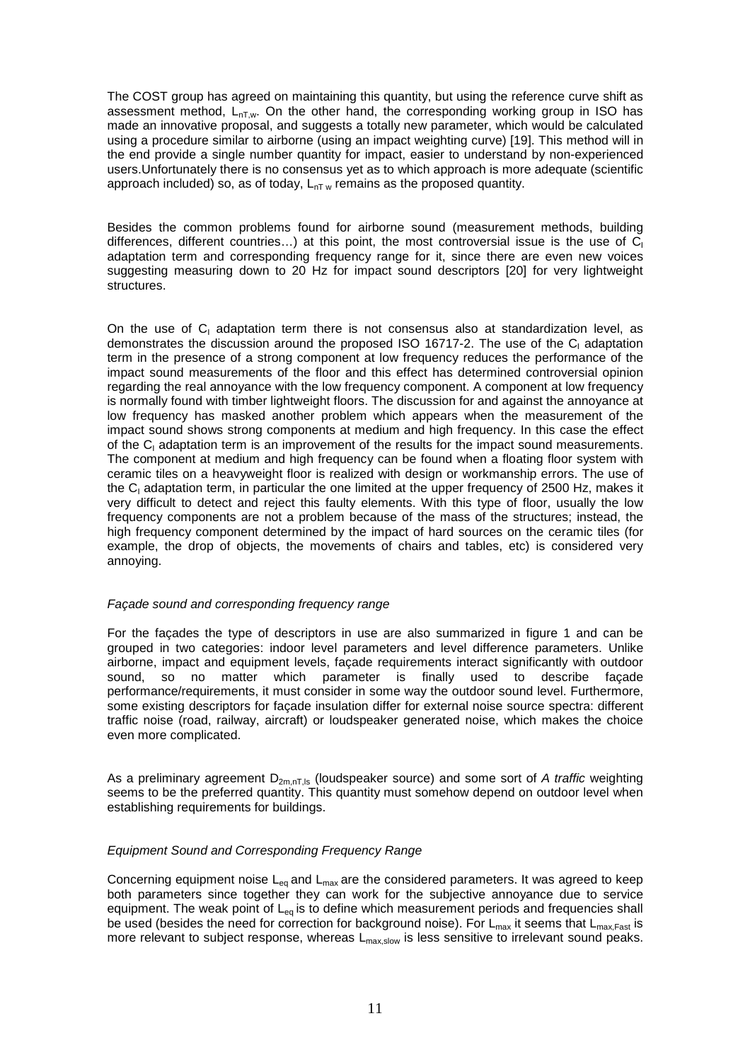The COST group has agreed on maintaining this quantity, but using the reference curve shift as assessment method, $L_{nT,w}$. On the other hand, the corresponding working group in ISO has made an innovative proposal, and suggests a totally new parameter, which would be calculated using a procedure similar to airborne (using an impact weighting curve) [19]. This method will in the end provide a single number quantity for impact, easier to understand by non-experienced users.Unfortunately there is no consensus yet as to which approach is more adequate (scientific approach included) so, as of today, $L_{nT\,w}$ remains as the proposed quantity.

Besides the common problems found for airborne sound (measurement methods, building differences, different countries…) at this point, the most controversial issue is the use of $C_I$ adaptation term and corresponding frequency range for it, since there are even new voices suggesting measuring down to 20 Hz for impact sound descriptors [20] for very lightweight structures.

On the use of $C_I$ adaptation term there is not consensus also at standardization level, as demonstrates the discussion around the proposed ISO 16717-2. The use of the $C_I$ adaptation term in the presence of a strong component at low frequency reduces the performance of the impact sound measurements of the floor and this effect has determined controversial opinion regarding the real annoyance with the low frequency component. A component at low frequency is normally found with timber lightweight floors. The discussion for and against the annoyance at low frequency has masked another problem which appears when the measurement of the impact sound shows strong components at medium and high frequency. In this case the effect of the $C_I$ adaptation term is an improvement of the results for the impact sound measurements. The component at medium and high frequency can be found when a floating floor system with ceramic tiles on a heavyweight floor is realized with design or workmanship errors. The use of the $C_I$ adaptation term, in particular the one limited at the upper frequency of 2500 Hz, makes it very difficult to detect and reject this faulty elements. With this type of floor, usually the low frequency components are not a problem because of the mass of the structures; instead, the high frequency component determined by the impact of hard sources on the ceramic tiles (for example, the drop of objects, the movements of chairs and tables, etc) is considered very annoying.

### *Façade sound and corresponding frequency range*

For the façades the type of descriptors in use are also summarized in figure 1 and can be grouped in two categories: indoor level parameters and level difference parameters. Unlike airborne, impact and equipment levels, façade requirements interact significantly with outdoor sound, so no matter which parameter is finally used to describe façade performance/requirements, it must consider in some way the outdoor sound level. Furthermore, some existing descriptors for façade insulation differ for external noise source spectra: different traffic noise (road, railway, aircraft) or loudspeaker generated noise, which makes the choice even more complicated.

As a preliminary agreement $D_{2m,nT,ls}$ (loudspeaker source) and some sort of *A traffic* weighting seems to be the preferred quantity. This quantity must somehow depend on outdoor level when establishing requirements for buildings.

### *Equipment Sound and Corresponding Frequency Range*

Concerning equipment noise $L_{eq}$ and $L_{max}$ are the considered parameters. It was agreed to keep both parameters since together they can work for the subjective annoyance due to service equipment. The weak point of $L_{eq}$ is to define which measurement periods and frequencies shall be used (besides the need for correction for background noise). For $L_{max}$ it seems that $L_{max,Fast}$ is more relevant to subject response, whereas $L_{max,slow}$ is less sensitive to irrelevant sound peaks.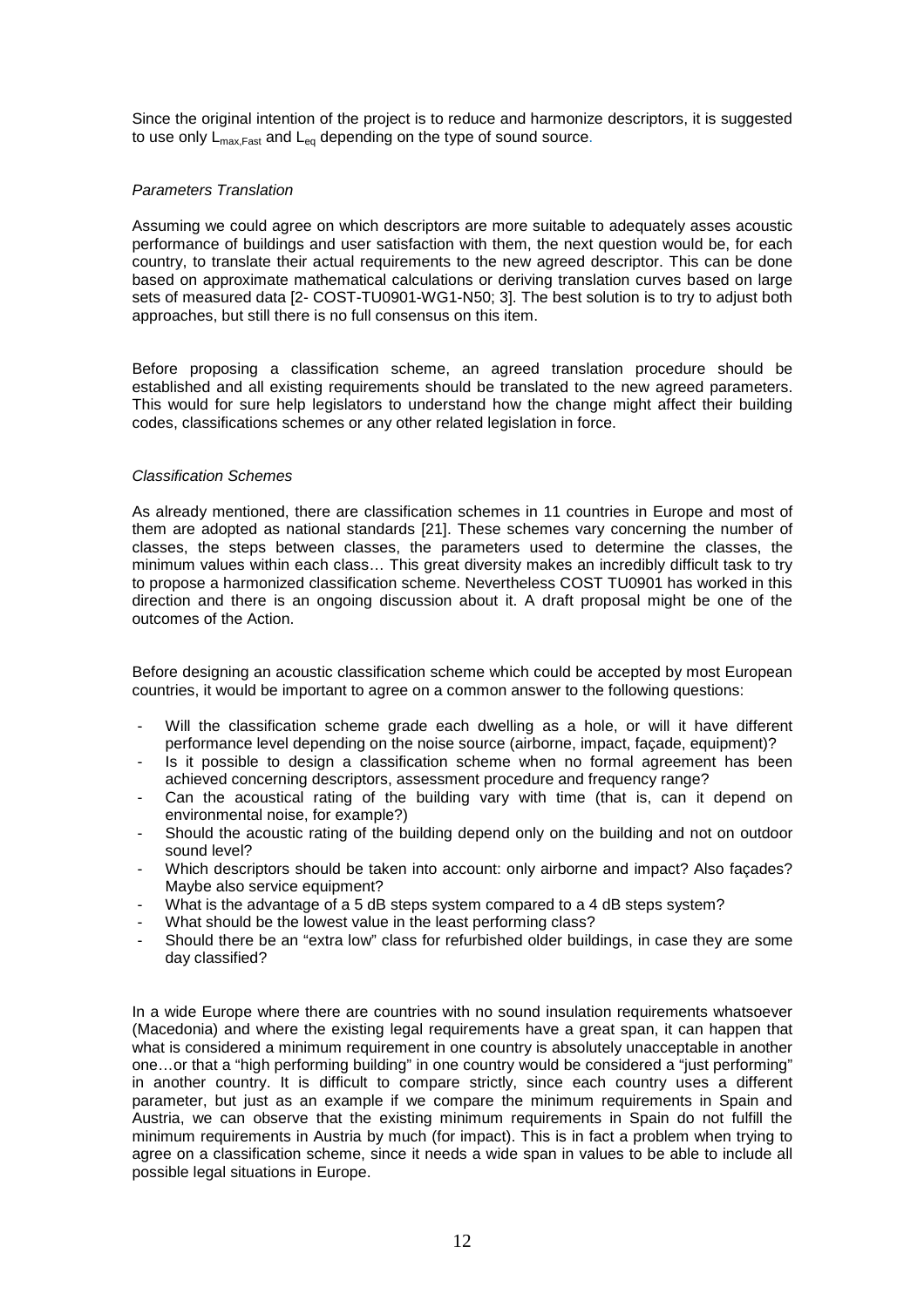Since the original intention of the project is to reduce and harmonize descriptors, it is suggested to use only $L_{max,Fast}$ and $L_{eq}$ depending on the type of sound source.

*Parameters Translation*

Assuming we could agree on which descriptors are more suitable to adequately asses acoustic performance of buildings and user satisfaction with them, the next question would be, for each country, to translate their actual requirements to the new agreed descriptor. This can be done based on approximate mathematical calculations or deriving translation curves based on large sets of measured data [2- COST-TU0901-WG1-N50; 3]. The best solution is to try to adjust both approaches, but still there is no full consensus on this item.

Before proposing a classification scheme, an agreed translation procedure should be established and all existing requirements should be translated to the new agreed parameters. This would for sure help legislators to understand how the change might affect their building codes, classifications schemes or any other related legislation in force.

*Classification Schemes*

As already mentioned, there are classification schemes in 11 countries in Europe and most of them are adopted as national standards [21]. These schemes vary concerning the number of classes, the steps between classes, the parameters used to determine the classes, the minimum values within each class… This great diversity makes an incredibly difficult task to try to propose a harmonized classification scheme. Nevertheless COST TU0901 has worked in this direction and there is an ongoing discussion about it. A draft proposal might be one of the outcomes of the Action.

Before designing an acoustic classification scheme which could be accepted by most European countries, it would be important to agree on a common answer to the following questions:

- Will the classification scheme grade each dwelling as a hole, or will it have different performance level depending on the noise source (airborne, impact, façade, equipment)?
- Is it possible to design a classification scheme when no formal agreement has been achieved concerning descriptors, assessment procedure and frequency range?
- Can the acoustical rating of the building vary with time (that is, can it depend on environmental noise, for example?)
- Should the acoustic rating of the building depend only on the building and not on outdoor sound level?
- Which descriptors should be taken into account: only airborne and impact? Also façades? Maybe also service equipment?
- What is the advantage of a 5 dB steps system compared to a 4 dB steps system?
- What should be the lowest value in the least performing class?
- Should there be an "extra low" class for refurbished older buildings, in case they are some day classified?

In a wide Europe where there are countries with no sound insulation requirements whatsoever (Macedonia) and where the existing legal requirements have a great span, it can happen that what is considered a minimum requirement in one country is absolutely unacceptable in another one…or that a "high performing building" in one country would be considered a "just performing" in another country. It is difficult to compare strictly, since each country uses a different parameter, but just as an example if we compare the minimum requirements in Spain and Austria, we can observe that the existing minimum requirements in Spain do not fulfill the minimum requirements in Austria by much (for impact). This is in fact a problem when trying to agree on a classification scheme, since it needs a wide span in values to be able to include all possible legal situations in Europe.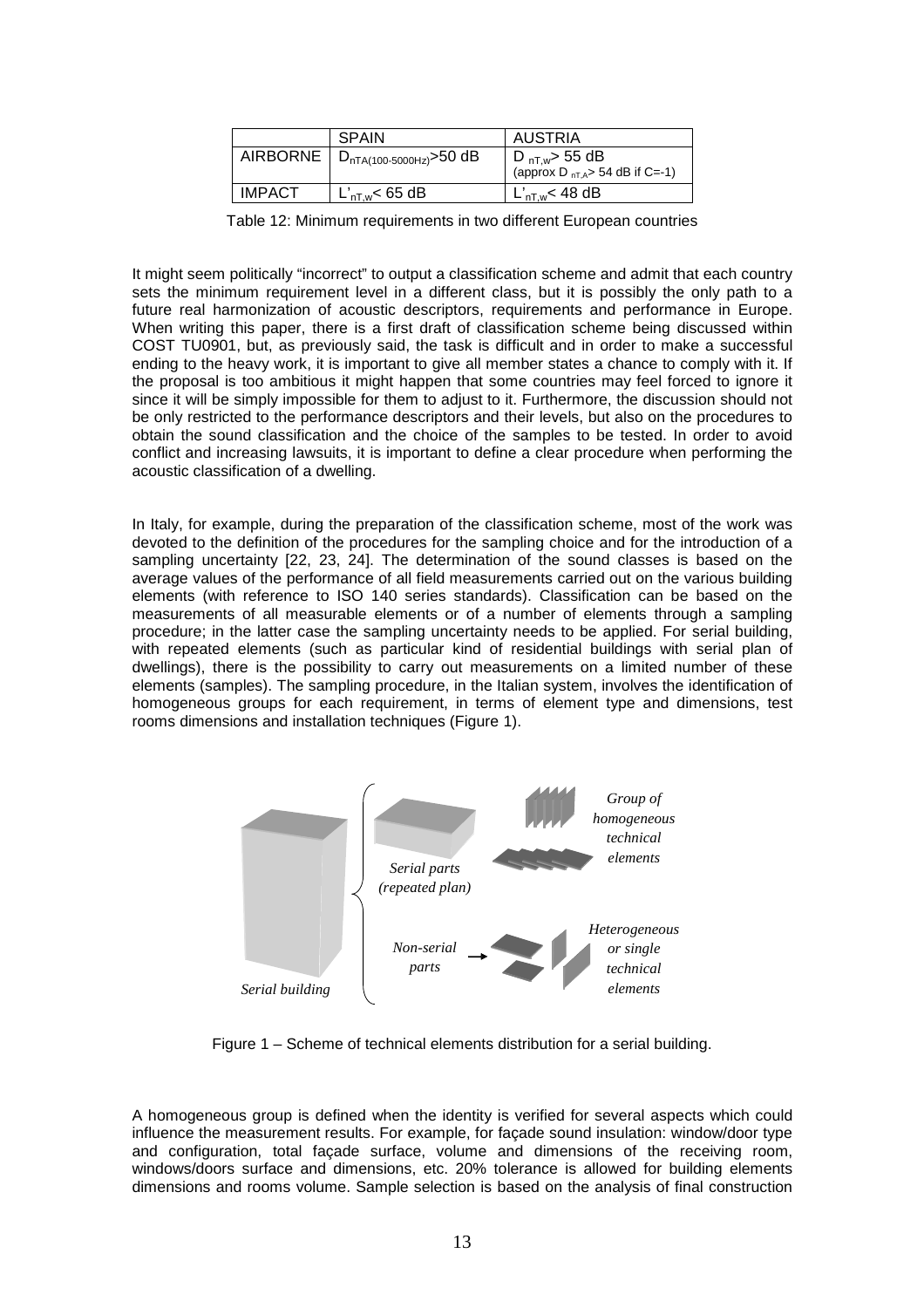| | SPAIN | AUSTRIA |
|---|---|---|
| AIRBORNE | $D_{nTA(100\text{-}5000Hz)}$>50 dB | $D_{nT,w}$> 55 dB (approx $D_{nT,A}$> 54 dB if C=-1) |
| IMPACT | $L'_{nT,w}$< 65 dB | $L'_{nT,w}$< 48 dB |

Table 12: Minimum requirements in two different European countries

It might seem politically "incorrect" to output a classification scheme and admit that each country sets the minimum requirement level in a different class, but it is possibly the only path to a future real harmonization of acoustic descriptors, requirements and performance in Europe. When writing this paper, there is a first draft of classification scheme being discussed within COST TU0901, but, as previously said, the task is difficult and in order to make a successful ending to the heavy work, it is important to give all member states a chance to comply with it. If the proposal is too ambitious it might happen that some countries may feel forced to ignore it since it will be simply impossible for them to adjust to it. Furthermore, the discussion should not be only restricted to the performance descriptors and their levels, but also on the procedures to obtain the sound classification and the choice of the samples to be tested. In order to avoid conflict and increasing lawsuits, it is important to define a clear procedure when performing the acoustic classification of a dwelling.

In Italy, for example, during the preparation of the classification scheme, most of the work was devoted to the definition of the procedures for the sampling choice and for the introduction of a sampling uncertainty [22, 23, 24]. The determination of the sound classes is based on the average values of the performance of all field measurements carried out on the various building elements (with reference to ISO 140 series standards). Classification can be based on the measurements of all measurable elements or of a number of elements through a sampling procedure; in the latter case the sampling uncertainty needs to be applied. For serial building, with repeated elements (such as particular kind of residential buildings with serial plan of dwellings), there is the possibility to carry out measurements on a limited number of these elements (samples). The sampling procedure, in the Italian system, involves the identification of homogeneous groups for each requirement, in terms of element type and dimensions, test rooms dimensions and installation techniques (Figure 1).

*Serial building* — *Serial parts (repeated plan)* → *Group of homogeneous technical elements*; *Non-serial parts* → *Heterogeneous or single technical elements*

Figure 1 – Scheme of technical elements distribution for a serial building.

A homogeneous group is defined when the identity is verified for several aspects which could influence the measurement results. For example, for façade sound insulation: window/door type and configuration, total façade surface, volume and dimensions of the receiving room, windows/doors surface and dimensions, etc. 20% tolerance is allowed for building elements dimensions and rooms volume. Sample selection is based on the analysis of final construction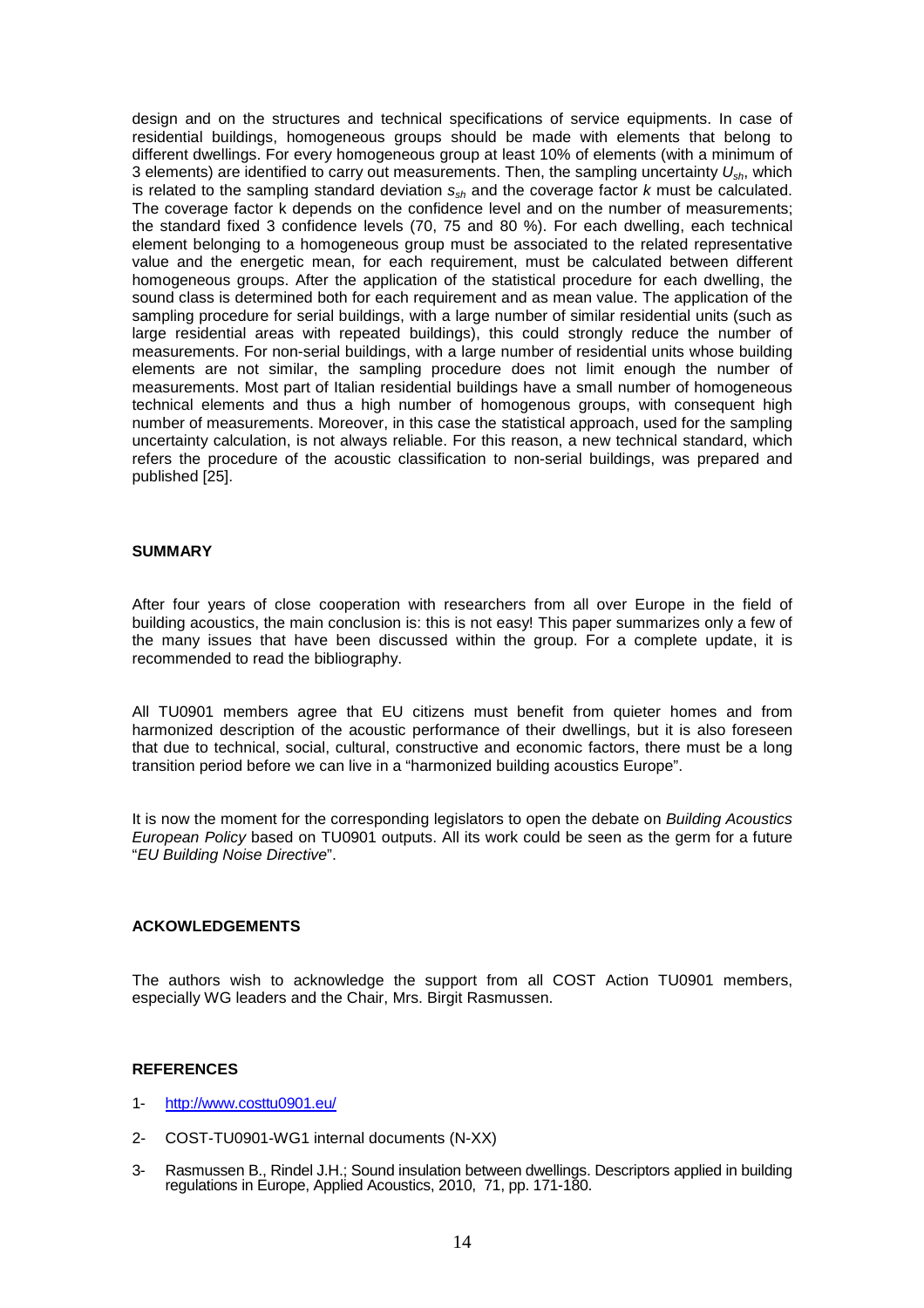design and on the structures and technical specifications of service equipments. In case of residential buildings, homogeneous groups should be made with elements that belong to different dwellings. For every homogeneous group at least 10% of elements (with a minimum of 3 elements) are identified to carry out measurements. Then, the sampling uncertainty $U_{sh}$, which is related to the sampling standard deviation $s_{sh}$ and the coverage factor $k$ must be calculated. The coverage factor k depends on the confidence level and on the number of measurements; the standard fixed 3 confidence levels (70, 75 and 80 %). For each dwelling, each technical element belonging to a homogeneous group must be associated to the related representative value and the energetic mean, for each requirement, must be calculated between different homogeneous groups. After the application of the statistical procedure for each dwelling, the sound class is determined both for each requirement and as mean value. The application of the sampling procedure for serial buildings, with a large number of similar residential units (such as large residential areas with repeated buildings), this could strongly reduce the number of measurements. For non-serial buildings, with a large number of residential units whose building elements are not similar, the sampling procedure does not limit enough the number of measurements. Most part of Italian residential buildings have a small number of homogeneous technical elements and thus a high number of homogenous groups, with consequent high number of measurements. Moreover, in this case the statistical approach, used for the sampling uncertainty calculation, is not always reliable. For this reason, a new technical standard, which refers the procedure of the acoustic classification to non-serial buildings, was prepared and published [25].

**SUMMARY**

After four years of close cooperation with researchers from all over Europe in the field of building acoustics, the main conclusion is: this is not easy! This paper summarizes only a few of the many issues that have been discussed within the group. For a complete update, it is recommended to read the bibliography.

All TU0901 members agree that EU citizens must benefit from quieter homes and from harmonized description of the acoustic performance of their dwellings, but it is also foreseen that due to technical, social, cultural, constructive and economic factors, there must be a long transition period before we can live in a "harmonized building acoustics Europe".

It is now the moment for the corresponding legislators to open the debate on *Building Acoustics European Policy* based on TU0901 outputs. All its work could be seen as the germ for a future "*EU Building Noise Directive*".

**ACKOWLEDGEMENTS**

The authors wish to acknowledge the support from all COST Action TU0901 members, especially WG leaders and the Chair, Mrs. Birgit Rasmussen.

**REFERENCES**

1- http://www.costtu0901.eu/

2- COST-TU0901-WG1 internal documents (N-XX)

3- Rasmussen B., Rindel J.H.; Sound insulation between dwellings. Descriptors applied in building regulations in Europe, Applied Acoustics, 2010, 71, pp. 171-180.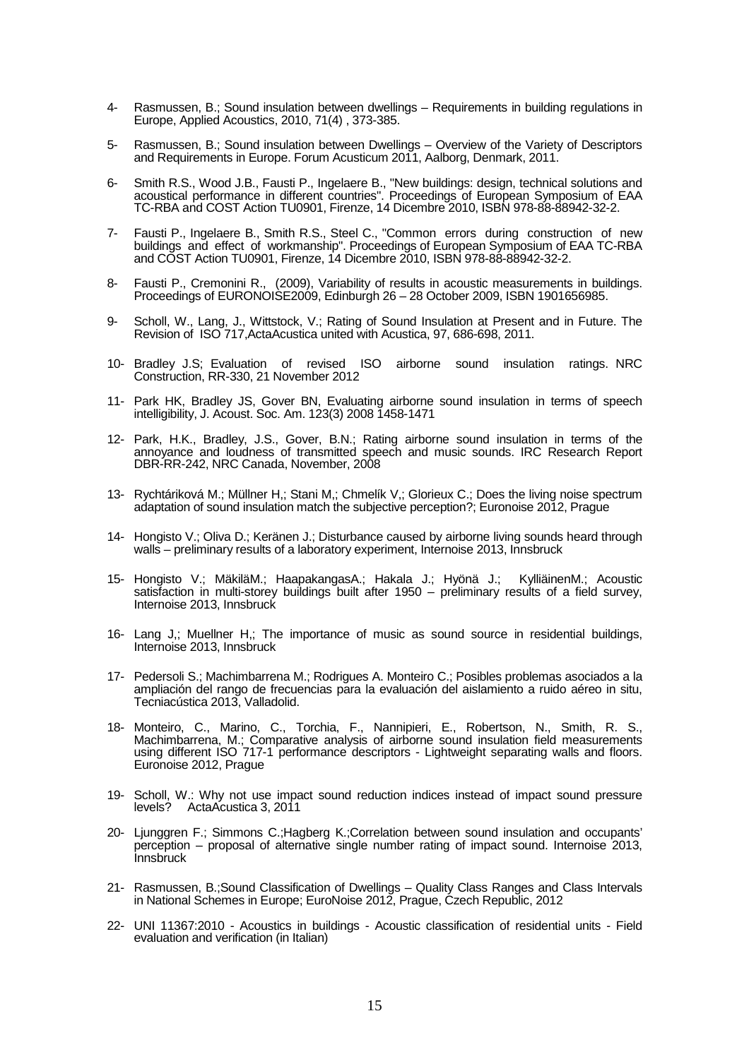4- Rasmussen, B.; Sound insulation between dwellings – Requirements in building regulations in Europe, Applied Acoustics, 2010, 71(4) , 373-385.

5- Rasmussen, B.; Sound insulation between Dwellings – Overview of the Variety of Descriptors and Requirements in Europe. Forum Acusticum 2011, Aalborg, Denmark, 2011.

6- Smith R.S., Wood J.B., Fausti P., Ingelaere B., "New buildings: design, technical solutions and acoustical performance in different countries". Proceedings of European Symposium of EAA TC-RBA and COST Action TU0901, Firenze, 14 Dicembre 2010, ISBN 978-88-88942-32-2.

7- Fausti P., Ingelaere B., Smith R.S., Steel C., "Common errors during construction of new buildings and effect of workmanship". Proceedings of European Symposium of EAA TC-RBA and COST Action TU0901, Firenze, 14 Dicembre 2010, ISBN 978-88-88942-32-2.

8- Fausti P., Cremonini R., (2009), Variability of results in acoustic measurements in buildings. Proceedings of EURONOISE2009, Edinburgh 26 – 28 October 2009, ISBN 1901656985.

9- Scholl, W., Lang, J., Wittstock, V.; Rating of Sound Insulation at Present and in Future. The Revision of ISO 717,ActaAcustica united with Acustica, 97, 686-698, 2011.

10- Bradley J.S; Evaluation of revised ISO airborne sound insulation ratings. NRC Construction, RR-330, 21 November 2012

11- Park HK, Bradley JS, Gover BN, Evaluating airborne sound insulation in terms of speech intelligibility, J. Acoust. Soc. Am. 123(3) 2008 1458-1471

12- Park, H.K., Bradley, J.S., Gover, B.N.; Rating airborne sound insulation in terms of the annoyance and loudness of transmitted speech and music sounds. IRC Research Report DBR-RR-242, NRC Canada, November, 2008

13- Rychtáriková M.; Müllner H,; Stani M,; Chmelík V,; Glorieux C.; Does the living noise spectrum adaptation of sound insulation match the subjective perception?; Euronoise 2012, Prague

14- Hongisto V.; Oliva D.; Keränen J.; Disturbance caused by airborne living sounds heard through walls – preliminary results of a laboratory experiment, Internoise 2013, Innsbruck

15- Hongisto V.; MäkiläM.; HaapakangasA.; Hakala J.; Hyönä J.; KylliäinenM.; Acoustic satisfaction in multi-storey buildings built after 1950 – preliminary results of a field survey, Internoise 2013, Innsbruck

16- Lang J,; Muellner H,; The importance of music as sound source in residential buildings, Internoise 2013, Innsbruck

17- Pedersoli S.; Machimbarrena M.; Rodrigues A. Monteiro C.; Posibles problemas asociados a la ampliación del rango de frecuencias para la evaluación del aislamiento a ruido aéreo in situ, Tecniacústica 2013, Valladolid.

18- Monteiro, C., Marino, C., Torchia, F., Nannipieri, E., Robertson, N., Smith, R. S., Machimbarrena, M.; Comparative analysis of airborne sound insulation field measurements using different ISO 717-1 performance descriptors - Lightweight separating walls and floors. Euronoise 2012, Prague

19- Scholl, W.: Why not use impact sound reduction indices instead of impact sound pressure levels? ActaAcustica 3, 2011

20- Ljunggren F.; Simmons C.;Hagberg K.;Correlation between sound insulation and occupants' perception – proposal of alternative single number rating of impact sound. Internoise 2013, Innsbruck

21- Rasmussen, B.;Sound Classification of Dwellings – Quality Class Ranges and Class Intervals in National Schemes in Europe; EuroNoise 2012, Prague, Czech Republic, 2012

22- UNI 11367:2010 - Acoustics in buildings - Acoustic classification of residential units - Field evaluation and verification (in Italian)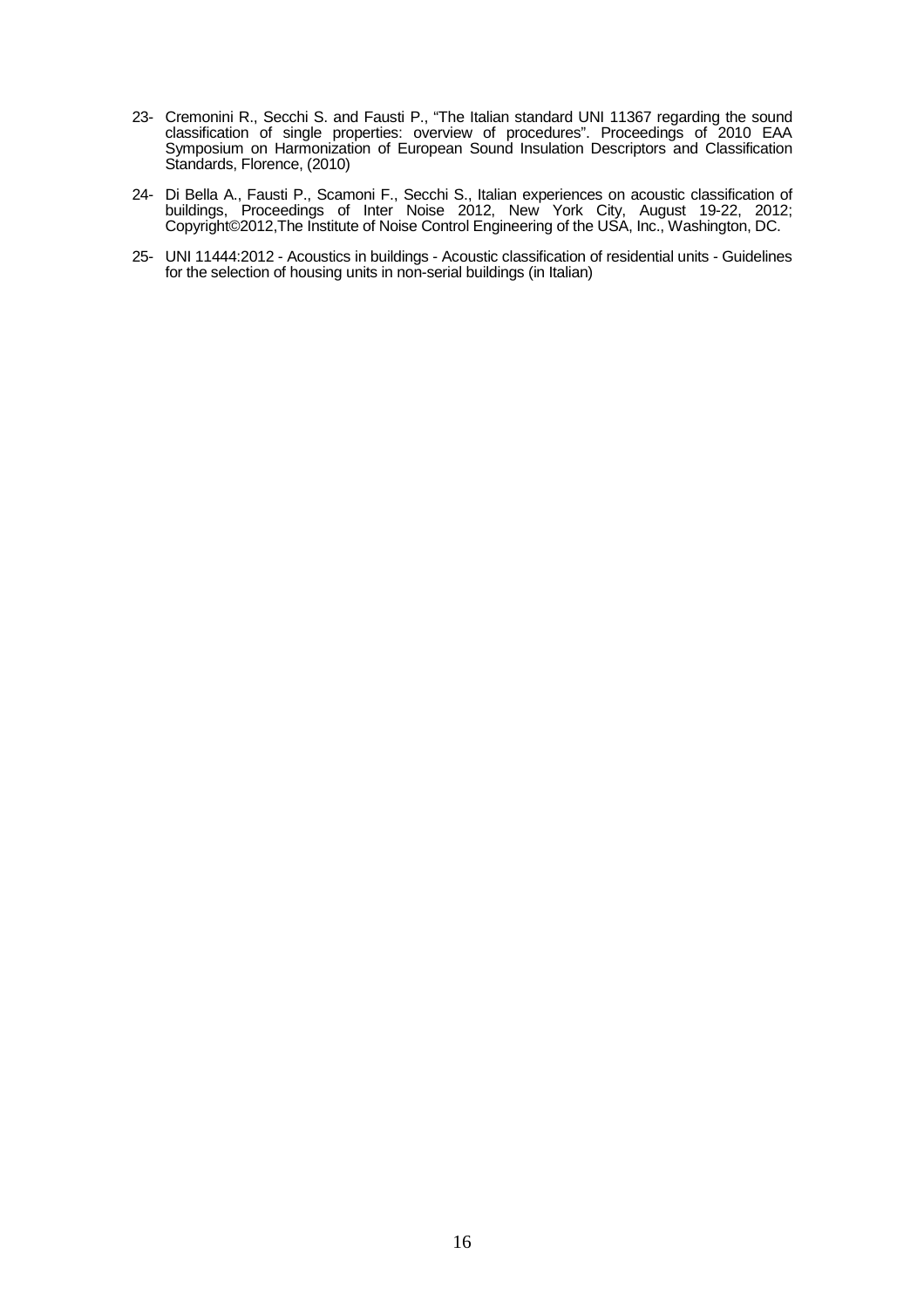23- Cremonini R., Secchi S. and Fausti P., "The Italian standard UNI 11367 regarding the sound classification of single properties: overview of procedures". Proceedings of 2010 EAA Symposium on Harmonization of European Sound Insulation Descriptors and Classification Standards, Florence, (2010)

24- Di Bella A., Fausti P., Scamoni F., Secchi S., Italian experiences on acoustic classification of buildings, Proceedings of Inter Noise 2012, New York City, August 19-22, 2012; Copyright©2012,The Institute of Noise Control Engineering of the USA, Inc., Washington, DC.

25- UNI 11444:2012 - Acoustics in buildings - Acoustic classification of residential units - Guidelines for the selection of housing units in non-serial buildings (in Italian)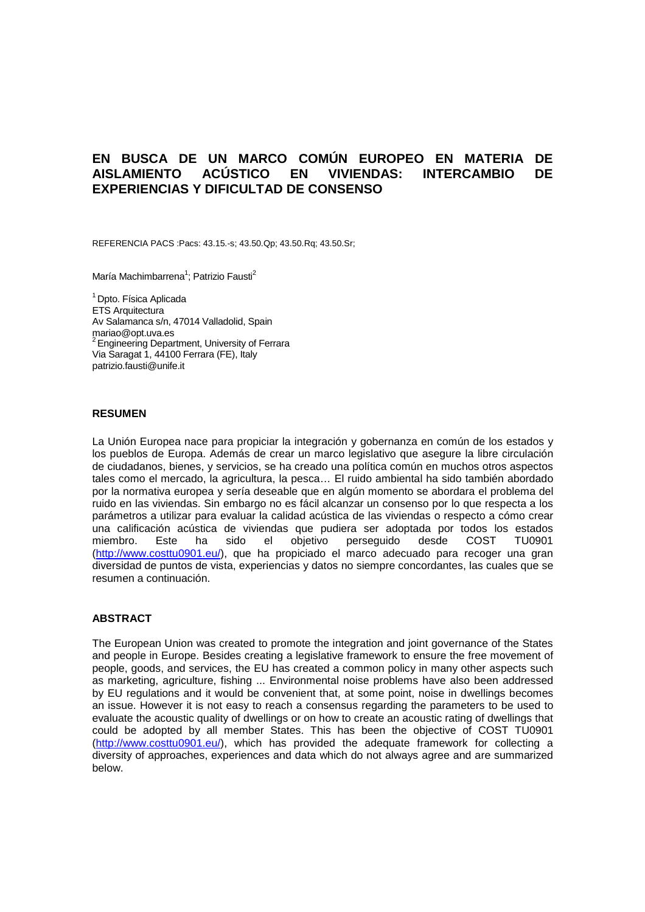# EN BUSCA DE UN MARCO COMÚN EUROPEO EN MATERIA DE AISLAMIENTO ACÚSTICO EN VIVIENDAS: INTERCAMBIO DE EXPERIENCIAS Y DIFICULTAD DE CONSENSO

REFERENCIA PACS :Pacs: 43.15.-s; 43.50.Qp; 43.50.Rq; 43.50.Sr;

María Machimbarrena[1]; Patrizio Fausti[2]

[1] Dpto. Física Aplicada
ETS Arquitectura
Av Salamanca s/n, 47014 Valladolid, Spain
mariao@opt.uva.es
[2] Engineering Department, University of Ferrara
Via Saragat 1, 44100 Ferrara (FE), Italy
patrizio.fausti@unife.it

## RESUMEN

La Unión Europea nace para propiciar la integración y gobernanza en común de los estados y los pueblos de Europa. Además de crear un marco legislativo que asegure la libre circulación de ciudadanos, bienes, y servicios, se ha creado una política común en muchos otros aspectos tales como el mercado, la agricultura, la pesca… El ruido ambiental ha sido también abordado por la normativa europea y sería deseable que en algún momento se abordara el problema del ruido en las viviendas. Sin embargo no es fácil alcanzar un consenso por lo que respecta a los parámetros a utilizar para evaluar la calidad acústica de las viviendas o respecto a cómo crear una calificación acústica de viviendas que pudiera ser adoptada por todos los estados miembro. Este ha sido el objetivo perseguido desde COST TU0901 (http://www.costtu0901.eu/), que ha propiciado el marco adecuado para recoger una gran diversidad de puntos de vista, experiencias y datos no siempre concordantes, las cuales que se resumen a continuación.

## ABSTRACT

The European Union was created to promote the integration and joint governance of the States and people in Europe. Besides creating a legislative framework to ensure the free movement of people, goods, and services, the EU has created a common policy in many other aspects such as marketing, agriculture, fishing ... Environmental noise problems have also been addressed by EU regulations and it would be convenient that, at some point, noise in dwellings becomes an issue. However it is not easy to reach a consensus regarding the parameters to be used to evaluate the acoustic quality of dwellings or on how to create an acoustic rating of dwellings that could be adopted by all member States. This has been the objective of COST TU0901 (http://www.costtu0901.eu/), which has provided the adequate framework for collecting a diversity of approaches, experiences and data which do not always agree and are summarized below.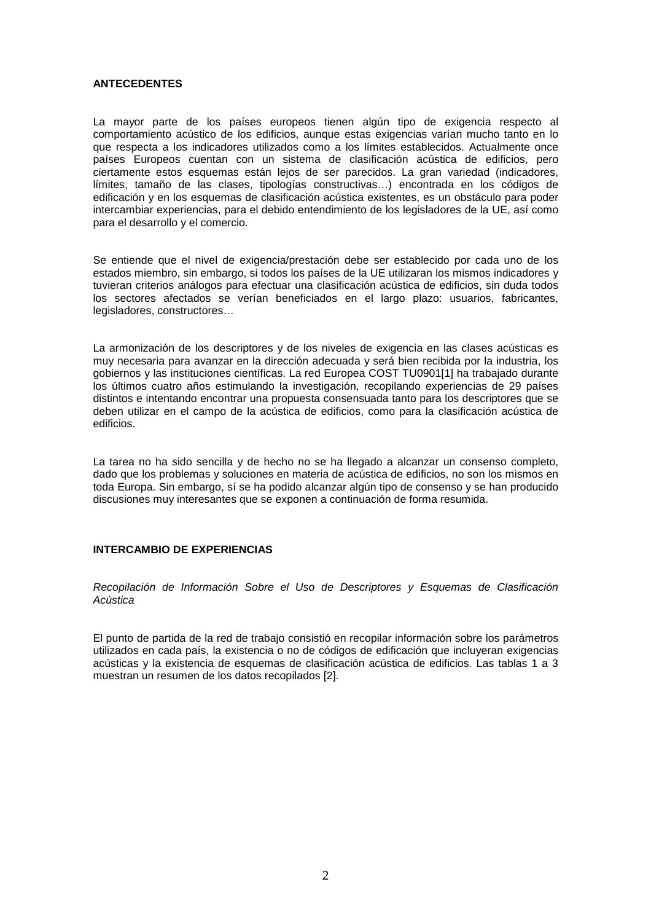## ANTECEDENTES

La mayor parte de los países europeos tienen algún tipo de exigencia respecto al comportamiento acústico de los edificios, aunque estas exigencias varían mucho tanto en lo que respecta a los indicadores utilizados como a los límites establecidos. Actualmente once países Europeos cuentan con un sistema de clasificación acústica de edificios, pero ciertamente estos esquemas están lejos de ser parecidos. La gran variedad (indicadores, límites, tamaño de las clases, tipologías constructivas…) encontrada en los códigos de edificación y en los esquemas de clasificación acústica existentes, es un obstáculo para poder intercambiar experiencias, para el debido entendimiento de los legisladores de la UE, así como para el desarrollo y el comercio.

Se entiende que el nivel de exigencia/prestación debe ser establecido por cada uno de los estados miembro, sin embargo, si todos los países de la UE utilizaran los mismos indicadores y tuvieran criterios análogos para efectuar una clasificación acústica de edificios, sin duda todos los sectores afectados se verían beneficiados en el largo plazo: usuarios, fabricantes, legisladores, constructores…

La armonización de los descriptores y de los niveles de exigencia en las clases acústicas es muy necesaria para avanzar en la dirección adecuada y será bien recibida por la industria, los gobiernos y las instituciones científicas. La red Europea COST TU0901[1] ha trabajado durante los últimos cuatro años estimulando la investigación, recopilando experiencias de 29 países distintos e intentando encontrar una propuesta consensuada tanto para los descriptores que se deben utilizar en el campo de la acústica de edificios, como para la clasificación acústica de edificios.

La tarea no ha sido sencilla y de hecho no se ha llegado a alcanzar un consenso completo, dado que los problemas y soluciones en materia de acústica de edificios, no son los mismos en toda Europa. Sin embargo, sí se ha podido alcanzar algún tipo de consenso y se han producido discusiones muy interesantes que se exponen a continuación de forma resumida.

## INTERCAMBIO DE EXPERIENCIAS

### *Recopilación de Información Sobre el Uso de Descriptores y Esquemas de Clasificación Acústica*

El punto de partida de la red de trabajo consistió en recopilar información sobre los parámetros utilizados en cada país, la existencia o no de códigos de edificación que incluyeran exigencias acústicas y la existencia de esquemas de clasificación acústica de edificios. Las tablas 1 a 3 muestran un resumen de los datos recopilados [2].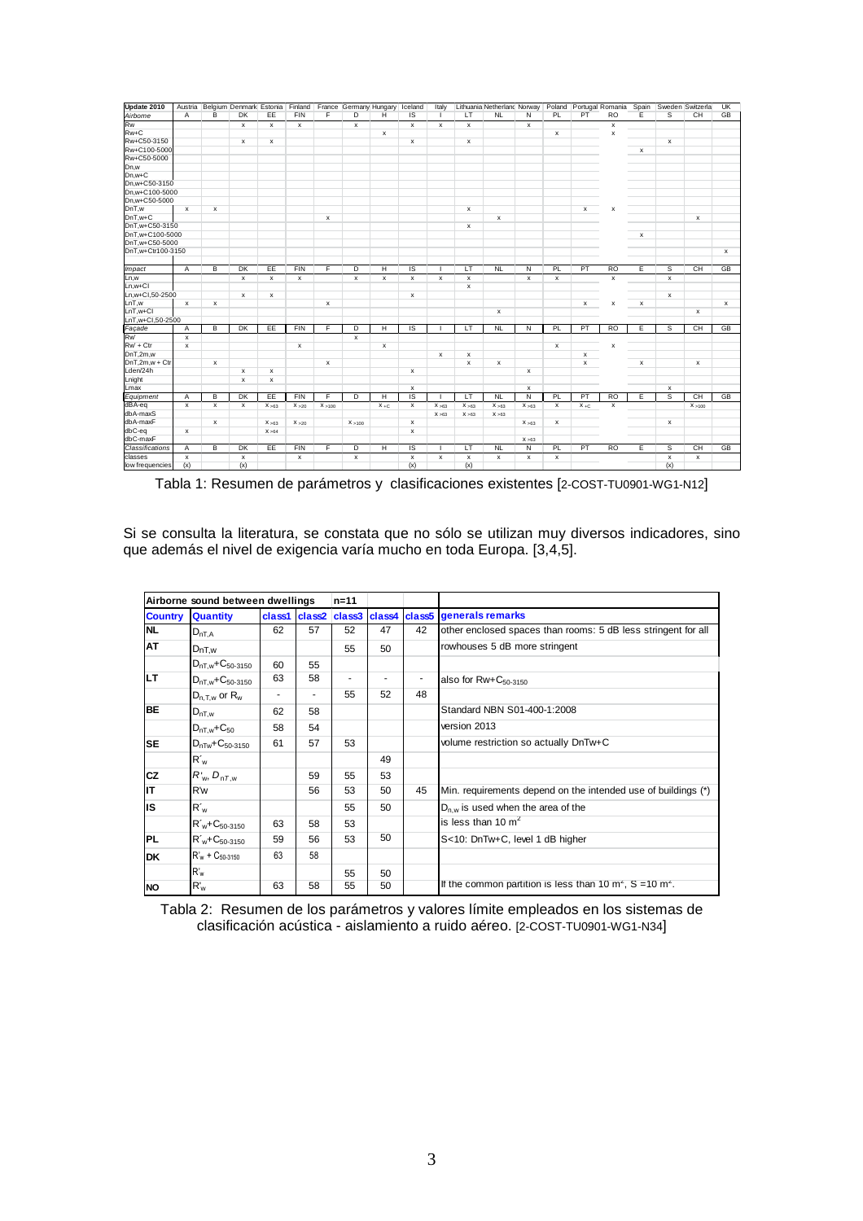| Update 2010 | Austria | Belgium | Denmark | Estonia | Finland | France | Germany | Hungary | Iceland | Italy | Lithuania | Netherland | Norway | Poland | Portugal | Romania | Spain | Sweden | Switzerla | UK |
|---|---|---|---|---|---|---|---|---|---|---|---|---|---|---|---|---|---|---|---|---|
| *Airborne* | A | B | DK | EE | FIN | F | D | H | IS | I | LT | NL | N | PL | PT | RO | E | S | CH | GB |
| Rw | | | x | x | x | | x | | x | x | x | | x | | | x | | | | |
| Rw+C | | | | | | | | x | | | | | | x | | x | | | | |
| Rw+C50-3150 | | | x | x | | | | | x | | x | | | | | | | x | | |
| Rw+C100-5000 | | | | | | | | | | | | | | | | | x | | | |
| Rw+C50-5000 | | | | | | | | | | | | | | | | | | | | |
| Dn,w | | | | | | | | | | | | | | | | | | | | |
| Dn,w+C | | | | | | | | | | | | | | | | | | | | |
| Dn,w+C50-3150 | | | | | | | | | | | | | | | | | | | | |
| Dn,w+C100-5000 | | | | | | | | | | | | | | | | | | | | |
| Dn,w+C50-5000 | | | | | | | | | | | | | | | | | | | | |
| DnT,w | x | x | | | | | | | | | x | | | | x | x | | | | |
| DnT,w+C | | | | | | x | | | | | | x | | | | | | | x | |
| DnT,w+C50-3150 | | | | | | | | | | | x | | | | | | | | | |
| DnT,w+C100-5000 | | | | | | | | | | | | | | | | | x | | | |
| DnT,w+C50-5000 | | | | | | | | | | | | | | | | | | | | |
| DnT,w+Ctr100-3150 | | | | | | | | | | | | | | | | | | | | x |
| *Impact* | A | B | DK | EE | FIN | F | D | H | IS | I | LT | NL | N | PL | PT | RO | E | S | CH | GB |
| Ln,w | | | x | x | x | | x | x | x | x | x | | x | x | | x | | x | | |
| Ln,w+CI | | | | | | | | | | | x | | | | | | | | | |
| Ln,w+CI,50-2500 | | | x | x | | | | | x | | | | | | | | | x | | |
| LnT,w | x | x | | | | x | | | | | | | | | x | x | x | | | x |
| LnT,w+CI | | | | | | | | | | | | x | | | | | | | x | |
| LnT,w+CI,50-2500 | | | | | | | | | | | | | | | | | | | | |
| *Façade* | A | B | DK | EE | FIN | F | D | H | IS | I | LT | NL | N | PL | PT | RO | E | S | CH | GB |
| Rw' | x | | | | | | x | | | | | | | | | | | | | |
| Rw' + Ctr | x | | | | x | | | x | | | | | | x | | x | | | | |
| DnT,2m,w | | | | | | | | | | x | x | | | | x | | | | | |
| DnT,2m,w + Ctr | | x | | | | x | | | | | x | x | | | x | | x | | x | |
| Lden/24h | | | x | x | | | | | x | | | | x | | | | | | | |
| Lnight | | | x | x | | | | | | | | | | | | | | | | |
| Lmax | | | | | | | | | x | | | | x | | | | | x | | |
| *Equipment* | A | B | DK | EE | FIN | F | D | H | IS | I | LT | NL | N | PL | PT | RO | E | S | CH | GB |
| dBA-eq | x | x | x | x >63 | x >20 | x >100 | | x +C | x | x >63 | x >63 | x >63 | x >63 | x | x +C | x | | | x >100 | |
| dbA-maxS | | | | | | | | | | x >63 | x >63 | x >63 | | | | | | | | |
| dbA-maxF | | x | | x >63 | x >20 | | x >100 | | x | | | | x >63 | x | | | | x | | |
| dbC-eq | x | | | x >64 | | | | | x | | | | | | | | | | | |
| dbC-maxF | | | | | | | | | | | | | x >63 | | | | | | | |
| *Classifications* | A | B | DK | EE | FIN | F | D | H | IS | I | LT | NL | N | PL | PT | RO | E | S | CH | GB |
| classes | x | | x | | x | | x | | x | x | x | x | x | x | | | | x | x | |
| low frequencies | (x) | | (x) | | | | | | (x) | | (x) | | | | | | | (x) | | |

Tabla 1: Resumen de parámetros y clasificaciones existentes [2-COST-TU0901-WG1-N12]

Si se consulta la literatura, se constata que no sólo se utilizan muy diversos indicadores, sino que además el nivel de exigencia varía mucho en toda Europa. [3,4,5].

| Airborne sound between dwellings | | | | n=11 | | | |
|---|---|---|---|---|---|---|---|
| **Country** | **Quantity** | **class1** | **class2** | **class3** | **class4** | **class5** | **generals remarks** |
| **NL** | $D_{nT,A}$ | 62 | 57 | 52 | 47 | 42 | other enclosed spaces than rooms: 5 dB less stringent for all |
| **AT** | $D_{nT,w}$ | | | 55 | 50 | | rowhouses 5 dB more stringent |
| | $D_{nT,w}+C_{50\text{-}3150}$ | 60 | 55 | | | | |
| **LT** | $D_{nT,w}+C_{50\text{-}3150}$ | 63 | 58 | - | - | - | also for $Rw+C_{50\text{-}3150}$ |
| | $D_{n,T,w}$ or $R_w$ | - | - | 55 | 52 | 48 | |
| **BE** | $D_{nT,w}$ | 62 | 58 | | | | Standard NBN S01-400-1:2008 |
| | $D_{nT,w}+C_{50}$ | 58 | 54 | | | | version 2013 |
| **SE** | $D_{nTw}+C_{50\text{-}3150}$ | 61 | 57 | 53 | | | volume restriction so actually DnTw+C |
| | $R'_w$ | | | | 49 | | |
| **CZ** | $R'_w$, $D_{nT,w}$ | | 59 | 55 | 53 | | |
| **IT** | R'w | | 56 | 53 | 50 | 45 | Min. requirements depend on the intended use of buildings (*) |
| **IS** | $R'_w$ | | | 55 | 50 | | $D_{n,w}$ is used when the area of the |
| | $R'_w+C_{50\text{-}3150}$ | 63 | 58 | 53 | | | is less than 10 $m^2$ |
| **PL** | $R'_w+C_{50\text{-}3150}$ | 59 | 56 | 53 | 50 | | S<10: DnTw+C, level 1 dB higher |
| **DK** | $R'_w + C_{50\text{-}3150}$ | 63 | 58 | | | | |
| | $R'_w$ | | | 55 | 50 | | |
| **NO** | $R'_w$ | 63 | 58 | 55 | 50 | | If the common partition is less than 10 $m^2$, S =10 $m^2$. |

Tabla 2: Resumen de los parámetros y valores límite empleados en los sistemas de clasificación acústica - aislamiento a ruido aéreo. [2-COST-TU0901-WG1-N34]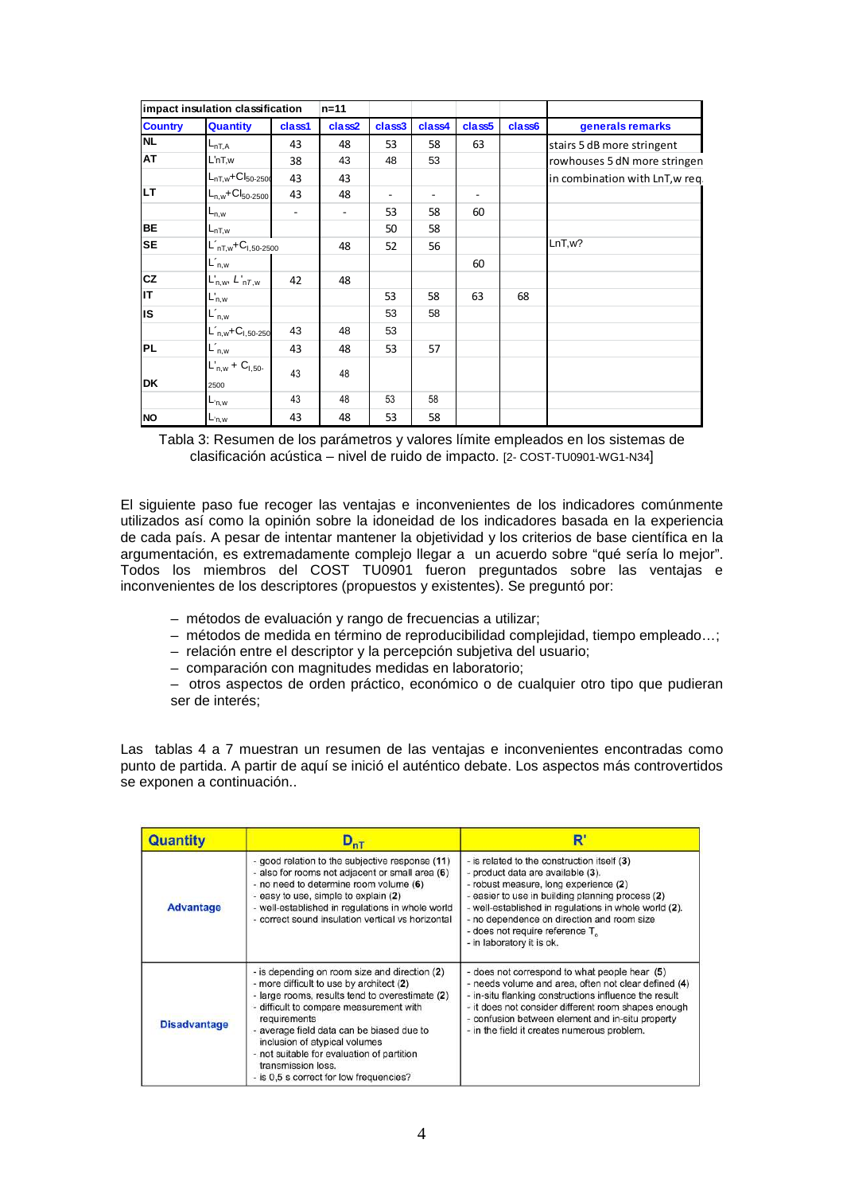| impact insulation classification | | n=11 | | | | | | |
|---|---|---|---|---|---|---|---|---|
| **Country** | **Quantity** | **class1** | **class2** | **class3** | **class4** | **class5** | **class6** | **generals remarks** |
| **NL** | $L_{nT,A}$ | 43 | 48 | 53 | 58 | 63 | | stairs 5 dB more stringent |
| **AT** | L'nT,w | 38 | 43 | 48 | 53 | | | rowhouses 5 dN more stringen |
| | $L_{nT,w}+CI_{50-2500}$ | 43 | 43 | | | | | in combination with LnT,w req. |
| **LT** | $L_{n,w}+CI_{50-2500}$ | 43 | 48 | - | - | - | | |
| | $L_{n,w}$ | - | - | 53 | 58 | 60 | | |
| **BE** | $L_{nT,w}$ | | | 50 | 58 | | | |
| **SE** | $L'_{nT,w}+C_{I,50-2500}$ | | 48 | 52 | 56 | | | LnT,w? |
| | $L'_{n,w}$ | | | | | 60 | | |
| **CZ** | $L'_{n,w}$, $L'_{nT,w}$ | 42 | 48 | | | | | |
| **IT** | $L'_{n,w}$ | | | 53 | 58 | 63 | 68 | |
| **IS** | $L'_{n,w}$ | | | 53 | 58 | | | |
| | $L'_{n,w}+C_{I,50-2500}$ | 43 | 48 | 53 | | | | |
| **PL** | $L'_{n,w}$ | 43 | 48 | 53 | 57 | | | |
| **DK** | $L'_{n,w} + C_{I,50-2500}$ | 43 | 48 | | | | | |
| | $L'_{n,w}$ | 43 | 48 | 53 | 58 | | | |
| **NO** | $L'_{n,w}$ | 43 | 48 | 53 | 58 | | | |

Tabla 3: Resumen de los parámetros y valores límite empleados en los sistemas de clasificación acústica – nivel de ruido de impacto. [2- COST-TU0901-WG1-N34]

El siguiente paso fue recoger las ventajas e inconvenientes de los indicadores comúnmente utilizados así como la opinión sobre la idoneidad de los indicadores basada en la experiencia de cada país. A pesar de intentar mantener la objetividad y los criterios de base científica en la argumentación, es extremadamente complejo llegar a un acuerdo sobre "qué sería lo mejor". Todos los miembros del COST TU0901 fueron preguntados sobre las ventajas e inconvenientes de los descriptores (propuestos y existentes). Se preguntó por:

- métodos de evaluación y rango de frecuencias a utilizar;
- métodos de medida en término de reproducibilidad complejidad, tiempo empleado…;
- relación entre el descriptor y la percepción subjetiva del usuario;
- comparación con magnitudes medidas en laboratorio;
- otros aspectos de orden práctico, económico o de cualquier otro tipo que pudieran ser de interés;

Las tablas 4 a 7 muestran un resumen de las ventajas e inconvenientes encontradas como punto de partida. A partir de aquí se inició el auténtico debate. Los aspectos más controvertidos se exponen a continuación..

| **Quantity** | **$D_{nT}$** | **R'** |
|---|---|---|
| **Advantage** | - good relation to the subjective response (11)<br>- also for rooms not adjacent or small area (6)<br>- no need to determine room volume (6)<br>- easy to use, simple to explain (2)<br>- well-established in regulations in whole world<br>- correct sound insulation vertical vs horizontal | - is related to the construction itself (3)<br>- product data are available (3).<br>- robust measure, long experience (2)<br>- easier to use in building planning process (2)<br>- well-established in regulations in whole world (2).<br>- no dependence on direction and room size<br>- does not require reference $T_o$<br>- in laboratory it is ok. |
| **Disadvantage** | - is depending on room size and direction (2)<br>- more difficult to use by architect (2)<br>- large rooms, results tend to overestimate (2)<br>- difficult to compare measurement with requirements<br>- average field data can be biased due to inclusion of atypical volumes<br>- not suitable for evaluation of partition transmission loss.<br>- is 0,5 s correct for low frequencies? | - does not correspond to what people hear (5)<br>- needs volume and area, often not clear defined (4)<br>- in-situ flanking constructions influence the result<br>- it does not consider different room shapes enough<br>- confusion between element and in-situ property<br>- in the field it creates numerous problem. |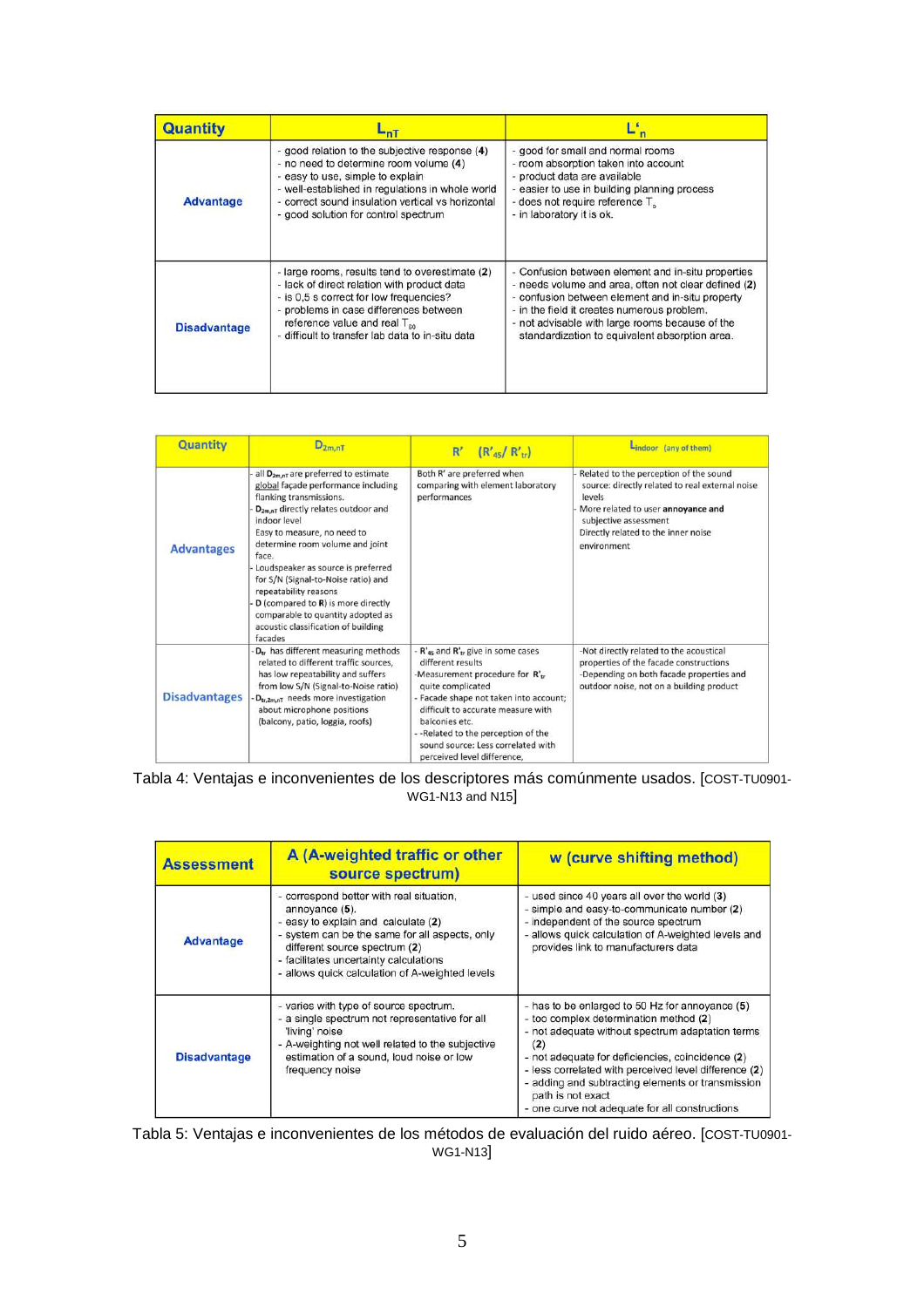| Quantity | $L_{nT}$ | $L'_n$ |
|---|---|---|
| Advantage | - good relation to the subjective response (4)<br>- no need to determine room volume (4)<br>- easy to use, simple to explain<br>- well-established in regulations in whole world<br>- correct sound insulation vertical vs horizontal<br>- good solution for control spectrum | - good for small and normal rooms<br>- room absorption taken into account<br>- product data are available<br>- easier to use in building planning process<br>- does not require reference $T_o$<br>- in laboratory it is ok. |
| Disadvantage | - large rooms, results tend to overestimate (2)<br>- lack of direct relation with product data<br>- is 0,5 s correct for low frequencies?<br>- problems in case differences between reference value and real $T_{60}$<br>- difficult to transfer lab data to in-situ data | - Confusion between element and in-situ properties<br>- needs volume and area, often not clear defined (2)<br>- confusion between element and in-situ property<br>- in the field it creates numerous problem.<br>- not advisable with large rooms because of the standardization to equivalent absorption area. |

| Quantity | $D_{2m,nT}$ | R' ($R'_{45}$/ $R'_{tr}$) | $L_{indoor}$ (any of them) |
|---|---|---|---|
| Advantages | - all $D_{2m,nT}$ are preferred to estimate global façade performance including flanking transmissions.<br>- $D_{2m,nT}$ directly relates outdoor and indoor level<br>Easy to measure, no need to determine room volume and joint face.<br>- Loudspeaker as source is preferred for S/N (Signal-to-Noise ratio) and repeatability reasons<br>- D (compared to R) is more directly comparable to quantity adopted as acoustic classification of building facades | Both R' are preferred when comparing with element laboratory performances | - Related to the perception of the sound source: directly related to real external noise levels<br>- More related to user **annoyance and** subjective assessment<br>Directly related to the inner noise environment |
| Disadvantages | - $D_{tr}$ has different measuring methods related to different traffic sources, has low repeatability and suffers from low S/N (Signal-to-Noise ratio)<br>- $D_{tr,2m,nT}$ needs more investigation about microphone positions (balcony, patio, loggia, roofs) | - $R'_{45}$ and $R'_{tr}$ give in some cases different results<br>-Measurement procedure for $R'_{tr}$ quite complicated<br>- Facade shape not taken into account; difficult to accurate measure with balconies etc.<br>- -Related to the perception of the sound source: Less correlated with perceived level difference, | -Not directly related to the acoustical properties of the facade constructions<br>-Depending on both facade properties and outdoor noise, not on a building product |

Tabla 4: Ventajas e inconvenientes de los descriptores más comúnmente usados. [COST-TU0901-WG1-N13 and N15]

| Assessment | A (A-weighted traffic or other source spectrum) | w (curve shifting method) |
|---|---|---|
| Advantage | - correspond better with real situation, annoyance (5).<br>- easy to explain and calculate (2)<br>- system can be the same for all aspects, only different source spectrum (2)<br>- facilitates uncertainty calculations<br>- allows quick calculation of A-weighted levels | - used since 40 years all over the world (3)<br>- simple and easy-to-communicate number (2)<br>- independent of the source spectrum<br>- allows quick calculation of A-weighted levels and provides link to manufacturers data |
| Disadvantage | - varies with type of source spectrum.<br>- a single spectrum not representative for all 'living' noise<br>- A-weighting not well related to the subjective estimation of a sound, loud noise or low frequency noise | - has to be enlarged to 50 Hz for annoyance (5)<br>- too complex determination method (2)<br>- not adequate without spectrum adaptation terms (2)<br>- not adequate for deficiencies, coincidence (2)<br>- less correlated with perceived level difference (2)<br>- adding and subtracting elements or transmission path is not exact<br>- one curve not adequate for all constructions |

Tabla 5: Ventajas e inconvenientes de los métodos de evaluación del ruido aéreo. [COST-TU0901-WG1-N13]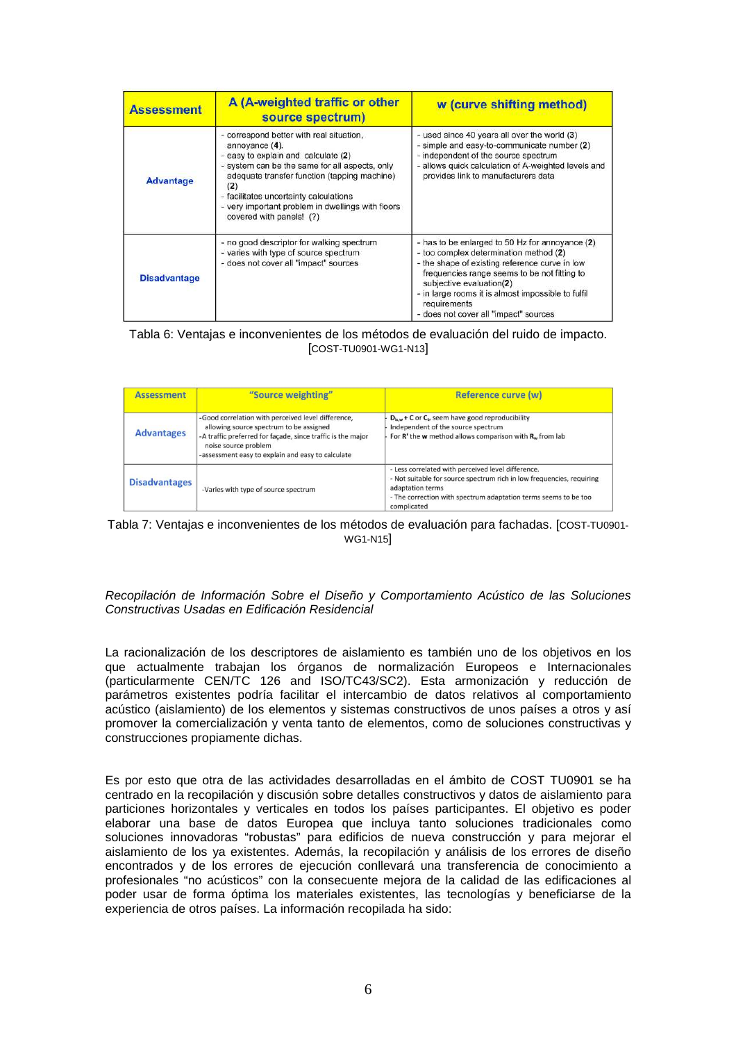| Assessment | A (A-weighted traffic or other source spectrum) | w (curve shifting method) |
|---|---|---|
| Advantage | - correspond better with real situation, annoyance (4).<br>- easy to explain and calculate (2)<br>- system can be the same for all aspects, only adequate transfer function (tapping machine) (2)<br>- facilitates uncertainty calculations<br>- very important problem in dwellings with floors covered with panels! (?) | - used since 40 years all over the world (3)<br>- simple and easy-to-communicate number (2)<br>- independent of the source spectrum<br>- allows quick calculation of A-weighted levels and provides link to manufacturers data |
| Disadvantage | - no good descriptor for walking spectrum<br>- varies with type of source spectrum<br>- does not cover all "impact" sources | - has to be enlarged to 50 Hz for annoyance (2)<br>- too complex determination method (2)<br>- the shape of existing reference curve in low frequencies range seems to be not fitting to subjective evaluation(2)<br>- in large rooms it is almost impossible to fulfil requirements<br>- does not cover all "impact" sources |

Tabla 6: Ventajas e inconvenientes de los métodos de evaluación del ruido de impacto. [COST-TU0901-WG1-N13]

| Assessment | "Source weighting" | Reference curve (w) |
|---|---|---|
| Advantages | -Good correlation with perceived level difference, allowing source spectrum to be assigned<br>-A traffic preferred for façade, since traffic is the major noise source problem<br>-assessment easy to explain and easy to calculate | - $D_{ls,w}$ + C or $C_{tr}$ seem have good reproducibility<br>- Independent of the source spectrum<br>- For **R'** the **w** method allows comparison with $R_w$ from lab |
| Disadvantages | -Varies with type of source spectrum | - Less correlated with perceived level difference.<br>- Not suitable for source spectrum rich in low frequencies, requiring adaptation terms<br>- The correction with spectrum adaptation terms seems to be too complicated |

Tabla 7: Ventajas e inconvenientes de los métodos de evaluación para fachadas. [COST-TU0901-WG1-N15]

*Recopilación de Información Sobre el Diseño y Comportamiento Acústico de las Soluciones Constructivas Usadas en Edificación Residencial*

La racionalización de los descriptores de aislamiento es también uno de los objetivos en los que actualmente trabajan los órganos de normalización Europeos e Internacionales (particularmente CEN/TC 126 and ISO/TC43/SC2). Esta armonización y reducción de parámetros existentes podría facilitar el intercambio de datos relativos al comportamiento acústico (aislamiento) de los elementos y sistemas constructivos de unos países a otros y así promover la comercialización y venta tanto de elementos, como de soluciones constructivas y construcciones propiamente dichas.

Es por esto que otra de las actividades desarrolladas en el ámbito de COST TU0901 se ha centrado en la recopilación y discusión sobre detalles constructivos y datos de aislamiento para particiones horizontales y verticales en todos los países participantes. El objetivo es poder elaborar una base de datos Europea que incluya tanto soluciones tradicionales como soluciones innovadoras "robustas" para edificios de nueva construcción y para mejorar el aislamiento de los ya existentes. Además, la recopilación y análisis de los errores de diseño encontrados y de los errores de ejecución conllevará una transferencia de conocimiento a profesionales "no acústicos" con la consecuente mejora de la calidad de las edificaciones al poder usar de forma óptima los materiales existentes, las tecnologías y beneficiarse de la experiencia de otros países. La información recopilada ha sido: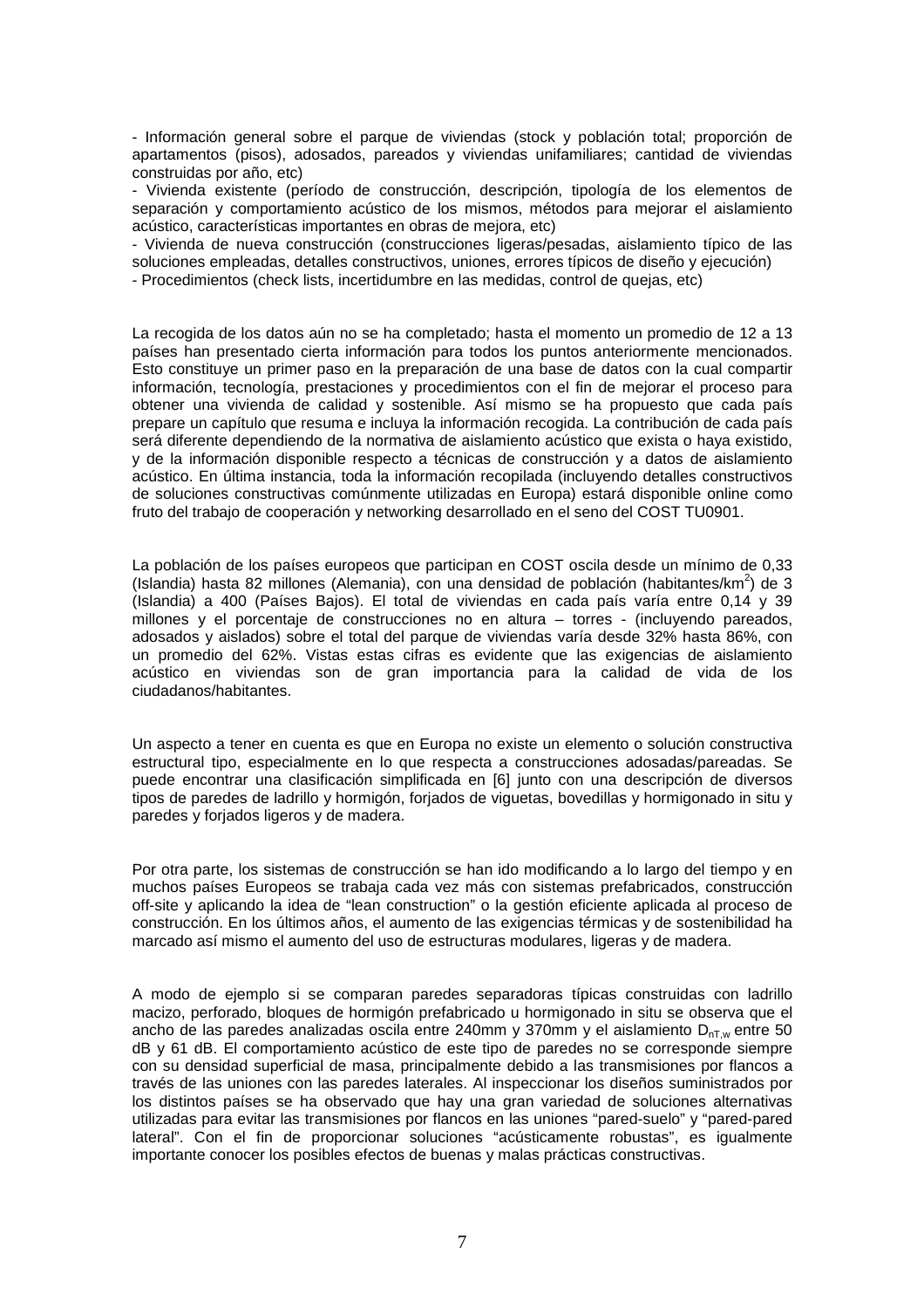- Información general sobre el parque de viviendas (stock y población total; proporción de apartamentos (pisos), adosados, pareados y viviendas unifamiliares; cantidad de viviendas construidas por año, etc)
- Vivienda existente (período de construcción, descripción, tipología de los elementos de separación y comportamiento acústico de los mismos, métodos para mejorar el aislamiento acústico, características importantes en obras de mejora, etc)
- Vivienda de nueva construcción (construcciones ligeras/pesadas, aislamiento típico de las soluciones empleadas, detalles constructivos, uniones, errores típicos de diseño y ejecución)
- Procedimientos (check lists, incertidumbre en las medidas, control de quejas, etc)

La recogida de los datos aún no se ha completado; hasta el momento un promedio de 12 a 13 países han presentado cierta información para todos los puntos anteriormente mencionados. Esto constituye un primer paso en la preparación de una base de datos con la cual compartir información, tecnología, prestaciones y procedimientos con el fin de mejorar el proceso para obtener una vivienda de calidad y sostenible. Así mismo se ha propuesto que cada país prepare un capítulo que resuma e incluya la información recogida. La contribución de cada país será diferente dependiendo de la normativa de aislamiento acústico que exista o haya existido, y de la información disponible respecto a técnicas de construcción y a datos de aislamiento acústico. En última instancia, toda la información recopilada (incluyendo detalles constructivos de soluciones constructivas comúnmente utilizadas en Europa) estará disponible online como fruto del trabajo de cooperación y networking desarrollado en el seno del COST TU0901.

La población de los países europeos que participan en COST oscila desde un mínimo de 0,33 (Islandia) hasta 82 millones (Alemania), con una densidad de población (habitantes/km$^2$) de 3 (Islandia) a 400 (Países Bajos). El total de viviendas en cada país varía entre 0,14 y 39 millones y el porcentaje de construcciones no en altura – torres - (incluyendo pareados, adosados y aislados) sobre el total del parque de viviendas varía desde 32% hasta 86%, con un promedio del 62%. Vistas estas cifras es evidente que las exigencias de aislamiento acústico en viviendas son de gran importancia para la calidad de vida de los ciudadanos/habitantes.

Un aspecto a tener en cuenta es que en Europa no existe un elemento o solución constructiva estructural tipo, especialmente en lo que respecta a construcciones adosadas/pareadas. Se puede encontrar una clasificación simplificada en [6] junto con una descripción de diversos tipos de paredes de ladrillo y hormigón, forjados de viguetas, bovedillas y hormigonado in situ y paredes y forjados ligeros y de madera.

Por otra parte, los sistemas de construcción se han ido modificando a lo largo del tiempo y en muchos países Europeos se trabaja cada vez más con sistemas prefabricados, construcción off-site y aplicando la idea de "lean construction" o la gestión eficiente aplicada al proceso de construcción. En los últimos años, el aumento de las exigencias térmicas y de sostenibilidad ha marcado así mismo el aumento del uso de estructuras modulares, ligeras y de madera.

A modo de ejemplo si se comparan paredes separadoras típicas construidas con ladrillo macizo, perforado, bloques de hormigón prefabricado u hormigonado in situ se observa que el ancho de las paredes analizadas oscila entre 240mm y 370mm y el aislamiento $D_{nT,w}$ entre 50 dB y 61 dB. El comportamiento acústico de este tipo de paredes no se corresponde siempre con su densidad superficial de masa, principalmente debido a las transmisiones por flancos a través de las uniones con las paredes laterales. Al inspeccionar los diseños suministrados por los distintos países se ha observado que hay una gran variedad de soluciones alternativas utilizadas para evitar las transmisiones por flancos en las uniones "pared-suelo" y "pared-pared lateral". Con el fin de proporcionar soluciones "acústicamente robustas", es igualmente importante conocer los posibles efectos de buenas y malas prácticas constructivas.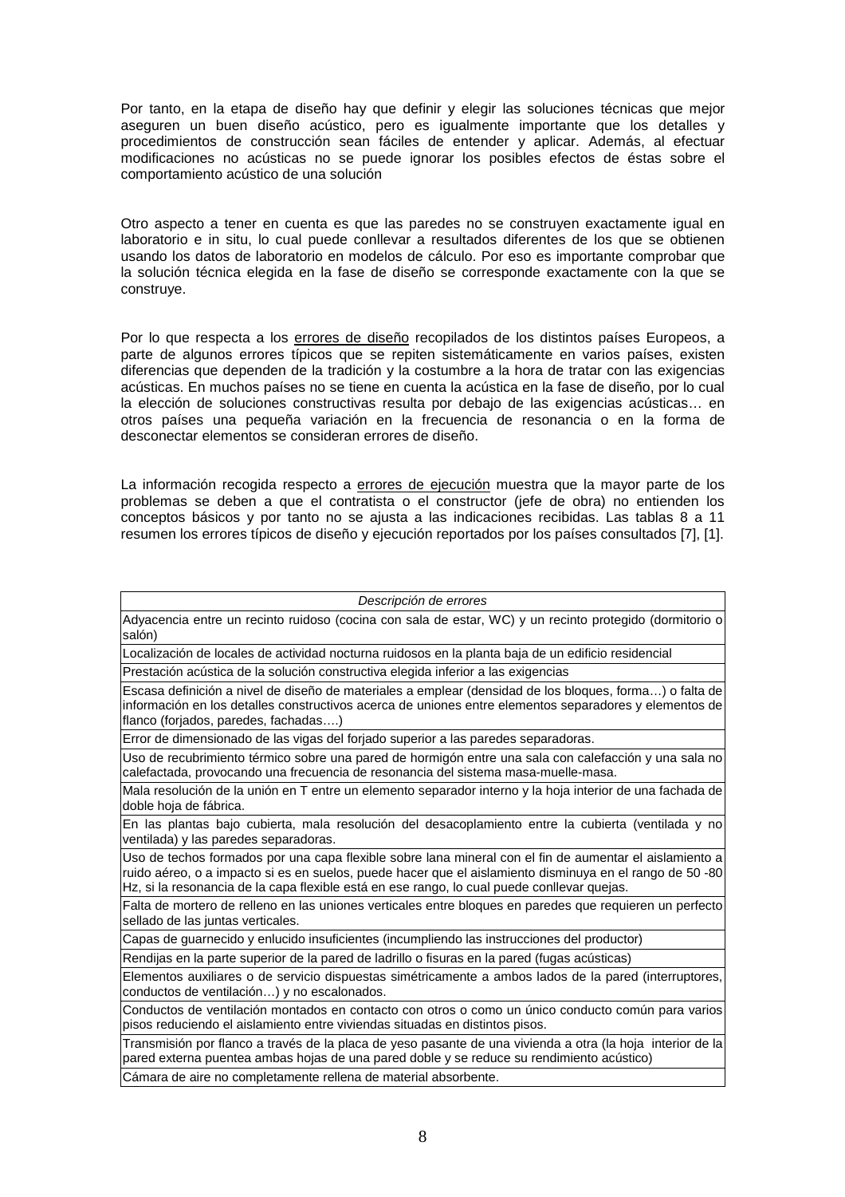Por tanto, en la etapa de diseño hay que definir y elegir las soluciones técnicas que mejor aseguren un buen diseño acústico, pero es igualmente importante que los detalles y procedimientos de construcción sean fáciles de entender y aplicar. Además, al efectuar modificaciones no acústicas no se puede ignorar los posibles efectos de éstas sobre el comportamiento acústico de una solución

Otro aspecto a tener en cuenta es que las paredes no se construyen exactamente igual en laboratorio e in situ, lo cual puede conllevar a resultados diferentes de los que se obtienen usando los datos de laboratorio en modelos de cálculo. Por eso es importante comprobar que la solución técnica elegida en la fase de diseño se corresponde exactamente con la que se construye.

Por lo que respecta a los <u>errores de diseño</u> recopilados de los distintos países Europeos, a parte de algunos errores típicos que se repiten sistemáticamente en varios países, existen diferencias que dependen de la tradición y la costumbre a la hora de tratar con las exigencias acústicas. En muchos países no se tiene en cuenta la acústica en la fase de diseño, por lo cual la elección de soluciones constructivas resulta por debajo de las exigencias acústicas… en otros países una pequeña variación en la frecuencia de resonancia o en la forma de desconectar elementos se consideran errores de diseño.

La información recogida respecto a <u>errores de ejecución</u> muestra que la mayor parte de los problemas se deben a que el contratista o el constructor (jefe de obra) no entienden los conceptos básicos y por tanto no se ajusta a las indicaciones recibidas. Las tablas 8 a 11 resumen los errores típicos de diseño y ejecución reportados por los países consultados [7], [1].

| *Descripción de errores* |
|---|
| Adyacencia entre un recinto ruidoso (cocina con sala de estar, WC) y un recinto protegido (dormitorio o salón) |
| Localización de locales de actividad nocturna ruidosos en la planta baja de un edificio residencial |
| Prestación acústica de la solución constructiva elegida inferior a las exigencias |
| Escasa definición a nivel de diseño de materiales a emplear (densidad de los bloques, forma…) o falta de información en los detalles constructivos acerca de uniones entre elementos separadores y elementos de flanco (forjados, paredes, fachadas….) |
| Error de dimensionado de las vigas del forjado superior a las paredes separadoras. |
| Uso de recubrimiento térmico sobre una pared de hormigón entre una sala con calefacción y una sala no calefactada, provocando una frecuencia de resonancia del sistema masa-muelle-masa. |
| Mala resolución de la unión en T entre un elemento separador interno y la hoja interior de una fachada de doble hoja de fábrica. |
| En las plantas bajo cubierta, mala resolución del desacoplamiento entre la cubierta (ventilada y no ventilada) y las paredes separadoras. |
| Uso de techos formados por una capa flexible sobre lana mineral con el fin de aumentar el aislamiento a ruido aéreo, o a impacto si es en suelos, puede hacer que el aislamiento disminuya en el rango de 50 -80 Hz, si la resonancia de la capa flexible está en ese rango, lo cual puede conllevar quejas. |
| Falta de mortero de relleno en las uniones verticales entre bloques en paredes que requieren un perfecto sellado de las juntas verticales. |
| Capas de guarnecido y enlucido insuficientes (incumpliendo las instrucciones del productor) |
| Rendijas en la parte superior de la pared de ladrillo o fisuras en la pared (fugas acústicas) |
| Elementos auxiliares o de servicio dispuestas simétricamente a ambos lados de la pared (interruptores, conductos de ventilación…) y no escalonados. |
| Conductos de ventilación montados en contacto con otros o como un único conducto común para varios pisos reduciendo el aislamiento entre viviendas situadas en distintos pisos. |
| Transmisión por flanco a través de la placa de yeso pasante de una vivienda a otra (la hoja interior de la pared externa puentea ambas hojas de una pared doble y se reduce su rendimiento acústico) |
| Cámara de aire no completamente rellena de material absorbente. |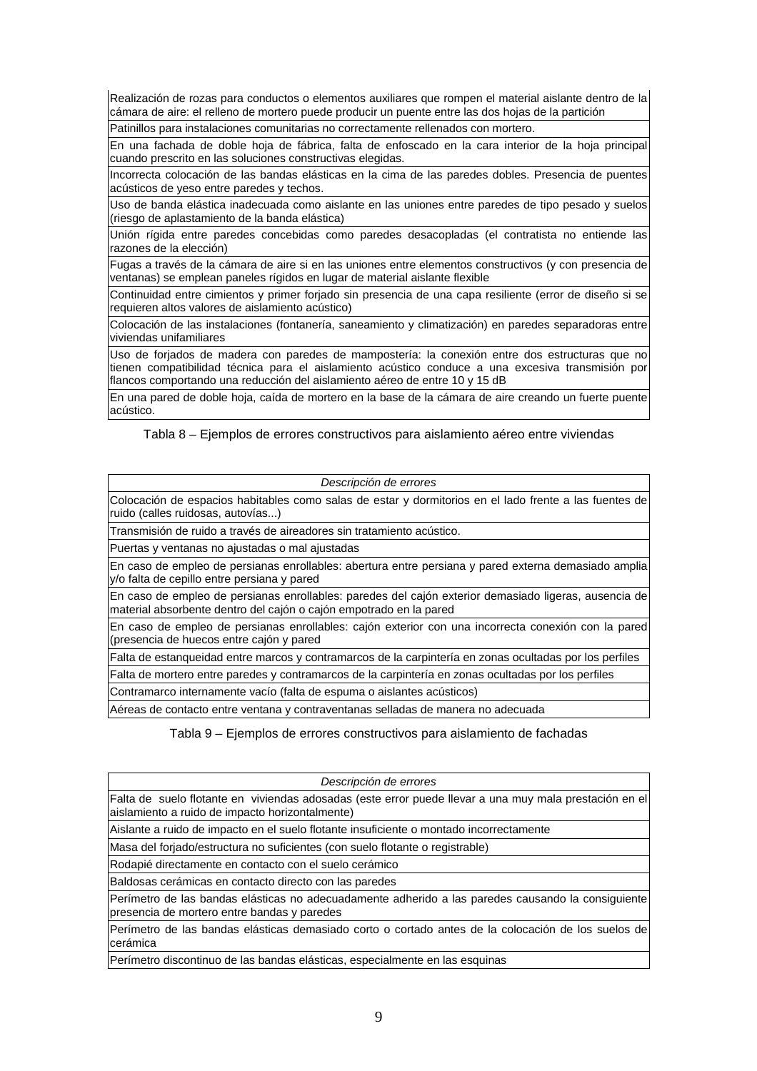| |
|---|
| Realización de rozas para conductos o elementos auxiliares que rompen el material aislante dentro de la cámara de aire: el relleno de mortero puede producir un puente entre las dos hojas de la partición |
| Patinillos para instalaciones comunitarias no correctamente rellenados con mortero. |
| En una fachada de doble hoja de fábrica, falta de enfoscado en la cara interior de la hoja principal cuando prescrito en las soluciones constructivas elegidas. |
| Incorrecta colocación de las bandas elásticas en la cima de las paredes dobles. Presencia de puentes acústicos de yeso entre paredes y techos. |
| Uso de banda elástica inadecuada como aislante en las uniones entre paredes de tipo pesado y suelos (riesgo de aplastamiento de la banda elástica) |
| Unión rígida entre paredes concebidas como paredes desacopladas (el contratista no entiende las razones de la elección) |
| Fugas a través de la cámara de aire si en las uniones entre elementos constructivos (y con presencia de ventanas) se emplean paneles rígidos en lugar de material aislante flexible |
| Continuidad entre cimientos y primer forjado sin presencia de una capa resiliente (error de diseño si se requieren altos valores de aislamiento acústico) |
| Colocación de las instalaciones (fontanería, saneamiento y climatización) en paredes separadoras entre viviendas unifamiliares |
| Uso de forjados de madera con paredes de mampostería: la conexión entre dos estructuras que no tienen compatibilidad técnica para el aislamiento acústico conduce a una excesiva transmisión por flancos comportando una reducción del aislamiento aéreo de entre 10 y 15 dB |
| En una pared de doble hoja, caída de mortero en la base de la cámara de aire creando un fuerte puente acústico. |

Tabla 8 – Ejemplos de errores constructivos para aislamiento aéreo entre viviendas

| *Descripción de errores* |
|---|
| Colocación de espacios habitables como salas de estar y dormitorios en el lado frente a las fuentes de ruido (calles ruidosas, autovías...) |
| Transmisión de ruido a través de aireadores sin tratamiento acústico. |
| Puertas y ventanas no ajustadas o mal ajustadas |
| En caso de empleo de persianas enrollables: abertura entre persiana y pared externa demasiado amplia y/o falta de cepillo entre persiana y pared |
| En caso de empleo de persianas enrollables: paredes del cajón exterior demasiado ligeras, ausencia de material absorbente dentro del cajón o cajón empotrado en la pared |
| En caso de empleo de persianas enrollables: cajón exterior con una incorrecta conexión con la pared (presencia de huecos entre cajón y pared |
| Falta de estanqueidad entre marcos y contramarcos de la carpintería en zonas ocultadas por los perfiles |
| Falta de mortero entre paredes y contramarcos de la carpintería en zonas ocultadas por los perfiles |
| Contramarco internamente vacío (falta de espuma o aislantes acústicos) |
| Aéreas de contacto entre ventana y contraventanas selladas de manera no adecuada |

Tabla 9 – Ejemplos de errores constructivos para aislamiento de fachadas

| *Descripción de errores* |
|---|
| Falta de suelo flotante en viviendas adosadas (este error puede llevar a una muy mala prestación en el aislamiento a ruido de impacto horizontalmente) |
| Aislante a ruido de impacto en el suelo flotante insuficiente o montado incorrectamente |
| Masa del forjado/estructura no suficientes (con suelo flotante o registrable) |
| Rodapié directamente en contacto con el suelo cerámico |
| Baldosas cerámicas en contacto directo con las paredes |
| Perímetro de las bandas elásticas no adecuadamente adherido a las paredes causando la consiguiente presencia de mortero entre bandas y paredes |
| Perímetro de las bandas elásticas demasiado corto o cortado antes de la colocación de los suelos de cerámica |
| Perímetro discontinuo de las bandas elásticas, especialmente en las esquinas |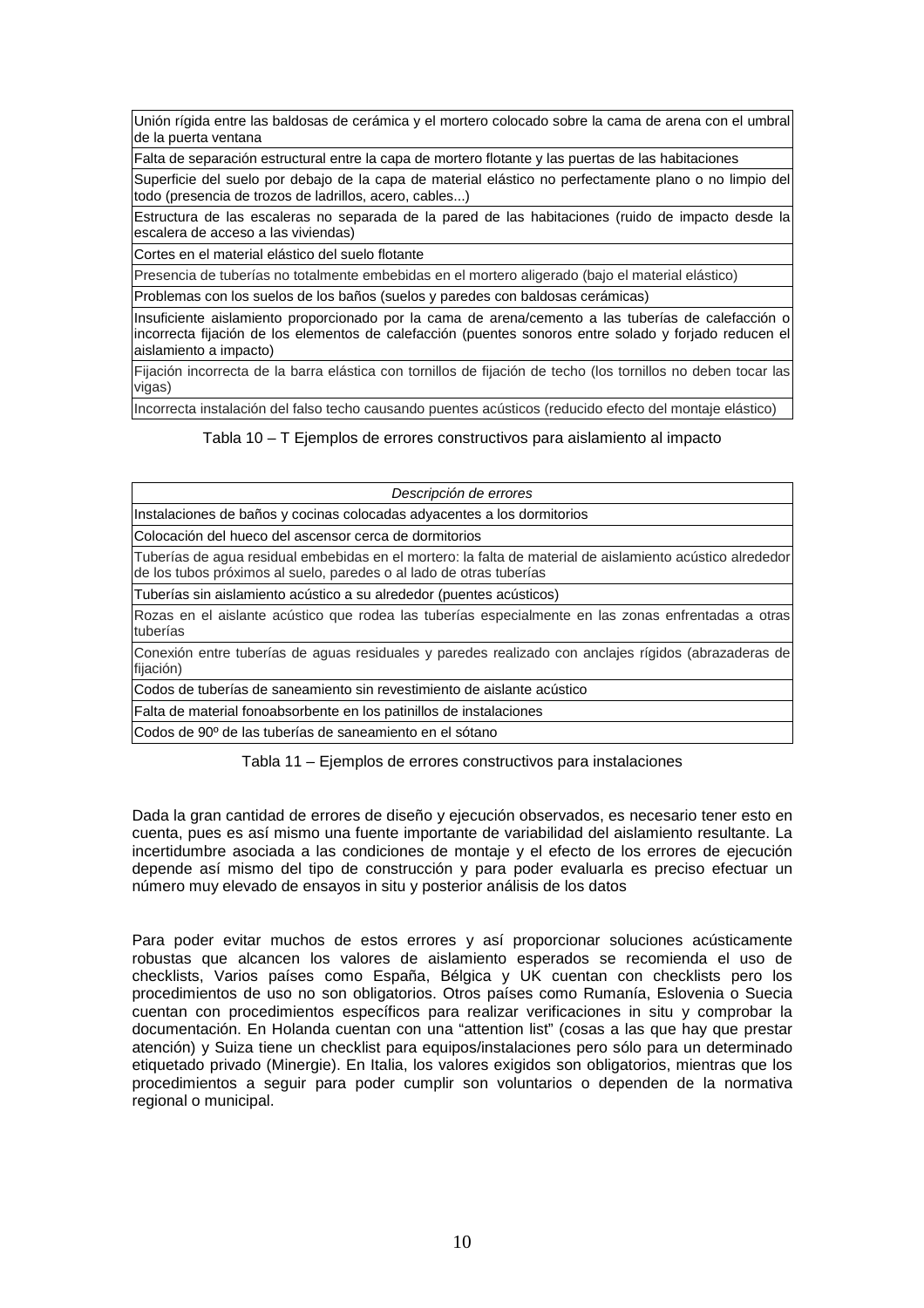| |
|---|
| Unión rígida entre las baldosas de cerámica y el mortero colocado sobre la cama de arena con el umbral de la puerta ventana |
| Falta de separación estructural entre la capa de mortero flotante y las puertas de las habitaciones |
| Superficie del suelo por debajo de la capa de material elástico no perfectamente plano o no limpio del todo (presencia de trozos de ladrillos, acero, cables...) |
| Estructura de las escaleras no separada de la pared de las habitaciones (ruido de impacto desde la escalera de acceso a las viviendas) |
| Cortes en el material elástico del suelo flotante |
| Presencia de tuberías no totalmente embebidas en el mortero aligerado (bajo el material elástico) |
| Problemas con los suelos de los baños (suelos y paredes con baldosas cerámicas) |
| Insuficiente aislamiento proporcionado por la cama de arena/cemento a las tuberías de calefacción o incorrecta fijación de los elementos de calefacción (puentes sonoros entre solado y forjado reducen el aislamiento a impacto) |
| Fijación incorrecta de la barra elástica con tornillos de fijación de techo (los tornillos no deben tocar las vigas) |
| Incorrecta instalación del falso techo causando puentes acústicos (reducido efecto del montaje elástico) |

Tabla 10 – T Ejemplos de errores constructivos para aislamiento al impacto

| *Descripción de errores* |
|---|
| Instalaciones de baños y cocinas colocadas adyacentes a los dormitorios |
| Colocación del hueco del ascensor cerca de dormitorios |
| Tuberías de agua residual embebidas en el mortero: la falta de material de aislamiento acústico alrededor de los tubos próximos al suelo, paredes o al lado de otras tuberías |
| Tuberías sin aislamiento acústico a su alrededor (puentes acústicos) |
| Rozas en el aislante acústico que rodea las tuberías especialmente en las zonas enfrentadas a otras tuberías |
| Conexión entre tuberías de aguas residuales y paredes realizado con anclajes rígidos (abrazaderas de fijación) |
| Codos de tuberías de saneamiento sin revestimiento de aislante acústico |
| Falta de material fonoabsorbente en los patinillos de instalaciones |
| Codos de 90º de las tuberías de saneamiento en el sótano |

Tabla 11 – Ejemplos de errores constructivos para instalaciones

Dada la gran cantidad de errores de diseño y ejecución observados, es necesario tener esto en cuenta, pues es así mismo una fuente importante de variabilidad del aislamiento resultante. La incertidumbre asociada a las condiciones de montaje y el efecto de los errores de ejecución depende así mismo del tipo de construcción y para poder evaluarla es preciso efectuar un número muy elevado de ensayos in situ y posterior análisis de los datos

Para poder evitar muchos de estos errores y así proporcionar soluciones acústicamente robustas que alcancen los valores de aislamiento esperados se recomienda el uso de checklists, Varios países como España, Bélgica y UK cuentan con checklists pero los procedimientos de uso no son obligatorios. Otros países como Rumanía, Eslovenia o Suecia cuentan con procedimientos específicos para realizar verificaciones in situ y comprobar la documentación. En Holanda cuentan con una "attention list" (cosas a las que hay que prestar atención) y Suiza tiene un checklist para equipos/instalaciones pero sólo para un determinado etiquetado privado (Minergie). En Italia, los valores exigidos son obligatorios, mientras que los procedimientos a seguir para poder cumplir son voluntarios o dependen de la normativa regional o municipal.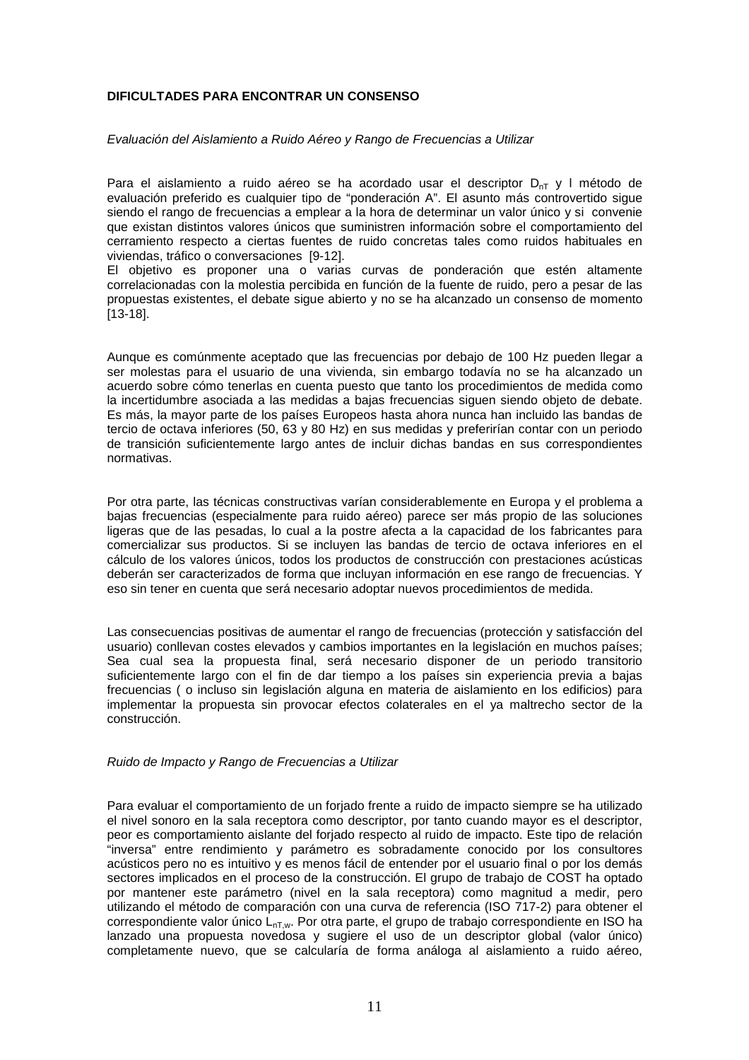**DIFICULTADES PARA ENCONTRAR UN CONSENSO**

*Evaluación del Aislamiento a Ruido Aéreo y Rango de Frecuencias a Utilizar*

Para el aislamiento a ruido aéreo se ha acordado usar el descriptor $D_{nT}$ y l método de evaluación preferido es cualquier tipo de "ponderación A". El asunto más controvertido sigue siendo el rango de frecuencias a emplear a la hora de determinar un valor único y si convenie que existan distintos valores únicos que suministren información sobre el comportamiento del cerramiento respecto a ciertas fuentes de ruido concretas tales como ruidos habituales en viviendas, tráfico o conversaciones [9-12].

El objetivo es proponer una o varias curvas de ponderación que estén altamente correlacionadas con la molestia percibida en función de la fuente de ruido, pero a pesar de las propuestas existentes, el debate sigue abierto y no se ha alcanzado un consenso de momento [13-18].

Aunque es comúnmente aceptado que las frecuencias por debajo de 100 Hz pueden llegar a ser molestas para el usuario de una vivienda, sin embargo todavía no se ha alcanzado un acuerdo sobre cómo tenerlas en cuenta puesto que tanto los procedimientos de medida como la incertidumbre asociada a las medidas a bajas frecuencias siguen siendo objeto de debate. Es más, la mayor parte de los países Europeos hasta ahora nunca han incluido las bandas de tercio de octava inferiores (50, 63 y 80 Hz) en sus medidas y preferirían contar con un periodo de transición suficientemente largo antes de incluir dichas bandas en sus correspondientes normativas.

Por otra parte, las técnicas constructivas varían considerablemente en Europa y el problema a bajas frecuencias (especialmente para ruido aéreo) parece ser más propio de las soluciones ligeras que de las pesadas, lo cual a la postre afecta a la capacidad de los fabricantes para comercializar sus productos. Si se incluyen las bandas de tercio de octava inferiores en el cálculo de los valores únicos, todos los productos de construcción con prestaciones acústicas deberán ser caracterizados de forma que incluyan información en ese rango de frecuencias. Y eso sin tener en cuenta que será necesario adoptar nuevos procedimientos de medida.

Las consecuencias positivas de aumentar el rango de frecuencias (protección y satisfacción del usuario) conllevan costes elevados y cambios importantes en la legislación en muchos países; Sea cual sea la propuesta final, será necesario disponer de un periodo transitorio suficientemente largo con el fin de dar tiempo a los países sin experiencia previa a bajas frecuencias ( o incluso sin legislación alguna en materia de aislamiento en los edificios) para implementar la propuesta sin provocar efectos colaterales en el ya maltrecho sector de la construcción.

*Ruido de Impacto y Rango de Frecuencias a Utilizar*

Para evaluar el comportamiento de un forjado frente a ruido de impacto siempre se ha utilizado el nivel sonoro en la sala receptora como descriptor, por tanto cuando mayor es el descriptor, peor es comportamiento aislante del forjado respecto al ruido de impacto. Este tipo de relación "inversa" entre rendimiento y parámetro es sobradamente conocido por los consultores acústicos pero no es intuitivo y es menos fácil de entender por el usuario final o por los demás sectores implicados en el proceso de la construcción. El grupo de trabajo de COST ha optado por mantener este parámetro (nivel en la sala receptora) como magnitud a medir, pero utilizando el método de comparación con una curva de referencia (ISO 717-2) para obtener el correspondiente valor único $L_{nT,w}$. Por otra parte, el grupo de trabajo correspondiente en ISO ha lanzado una propuesta novedosa y sugiere el uso de un descriptor global (valor único) completamente nuevo, que se calcularía de forma análoga al aislamiento a ruido aéreo,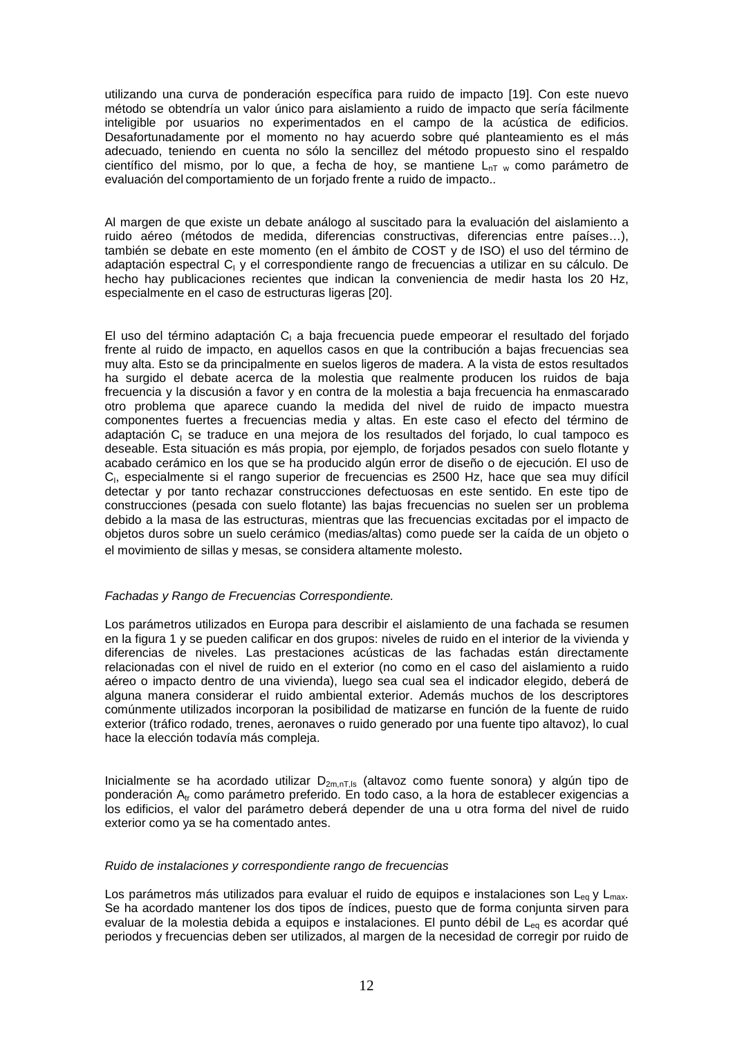utilizando una curva de ponderación específica para ruido de impacto [19]. Con este nuevo método se obtendría un valor único para aislamiento a ruido de impacto que sería fácilmente inteligible por usuarios no experimentados en el campo de la acústica de edificios. Desafortunadamente por el momento no hay acuerdo sobre qué planteamiento es el más adecuado, teniendo en cuenta no sólo la sencillez del método propuesto sino el respaldo científico del mismo, por lo que, a fecha de hoy, se mantiene $L_{nT\ w}$ como parámetro de evaluación del comportamiento de un forjado frente a ruido de impacto..

Al margen de que existe un debate análogo al suscitado para la evaluación del aislamiento a ruido aéreo (métodos de medida, diferencias constructivas, diferencias entre países…), también se debate en este momento (en el ámbito de COST y de ISO) el uso del término de adaptación espectral $C_I$ y el correspondiente rango de frecuencias a utilizar en su cálculo. De hecho hay publicaciones recientes que indican la conveniencia de medir hasta los 20 Hz, especialmente en el caso de estructuras ligeras [20].

El uso del término adaptación $C_I$ a baja frecuencia puede empeorar el resultado del forjado frente al ruido de impacto, en aquellos casos en que la contribución a bajas frecuencias sea muy alta. Esto se da principalmente en suelos ligeros de madera. A la vista de estos resultados ha surgido el debate acerca de la molestia que realmente producen los ruidos de baja frecuencia y la discusión a favor y en contra de la molestia a baja frecuencia ha enmascarado otro problema que aparece cuando la medida del nivel de ruido de impacto muestra componentes fuertes a frecuencias media y altas. En este caso el efecto del término de adaptación $C_I$ se traduce en una mejora de los resultados del forjado, lo cual tampoco es deseable. Esta situación es más propia, por ejemplo, de forjados pesados con suelo flotante y acabado cerámico en los que se ha producido algún error de diseño o de ejecución. El uso de $C_I$, especialmente si el rango superior de frecuencias es 2500 Hz, hace que sea muy difícil detectar y por tanto rechazar construcciones defectuosas en este sentido. En este tipo de construcciones (pesada con suelo flotante) las bajas frecuencias no suelen ser un problema debido a la masa de las estructuras, mientras que las frecuencias excitadas por el impacto de objetos duros sobre un suelo cerámico (medias/altas) como puede ser la caída de un objeto o el movimiento de sillas y mesas, se considera altamente molesto.

*Fachadas y Rango de Frecuencias Correspondiente.*

Los parámetros utilizados en Europa para describir el aislamiento de una fachada se resumen en la figura 1 y se pueden calificar en dos grupos: niveles de ruido en el interior de la vivienda y diferencias de niveles. Las prestaciones acústicas de las fachadas están directamente relacionadas con el nivel de ruido en el exterior (no como en el caso del aislamiento a ruido aéreo o impacto dentro de una vivienda), luego sea cual sea el indicador elegido, deberá de alguna manera considerar el ruido ambiental exterior. Además muchos de los descriptores comúnmente utilizados incorporan la posibilidad de matizarse en función de la fuente de ruido exterior (tráfico rodado, trenes, aeronaves o ruido generado por una fuente tipo altavoz), lo cual hace la elección todavía más compleja.

Inicialmente se ha acordado utilizar $D_{2m,nT,ls}$ (altavoz como fuente sonora) y algún tipo de ponderación $A_{tr}$ como parámetro preferido. En todo caso, a la hora de establecer exigencias a los edificios, el valor del parámetro deberá depender de una u otra forma del nivel de ruido exterior como ya se ha comentado antes.

*Ruido de instalaciones y correspondiente rango de frecuencias*

Los parámetros más utilizados para evaluar el ruido de equipos e instalaciones son $L_{eq}$ y $L_{max}$. Se ha acordado mantener los dos tipos de índices, puesto que de forma conjunta sirven para evaluar de la molestia debida a equipos e instalaciones. El punto débil de $L_{eq}$ es acordar qué periodos y frecuencias deben ser utilizados, al margen de la necesidad de corregir por ruido de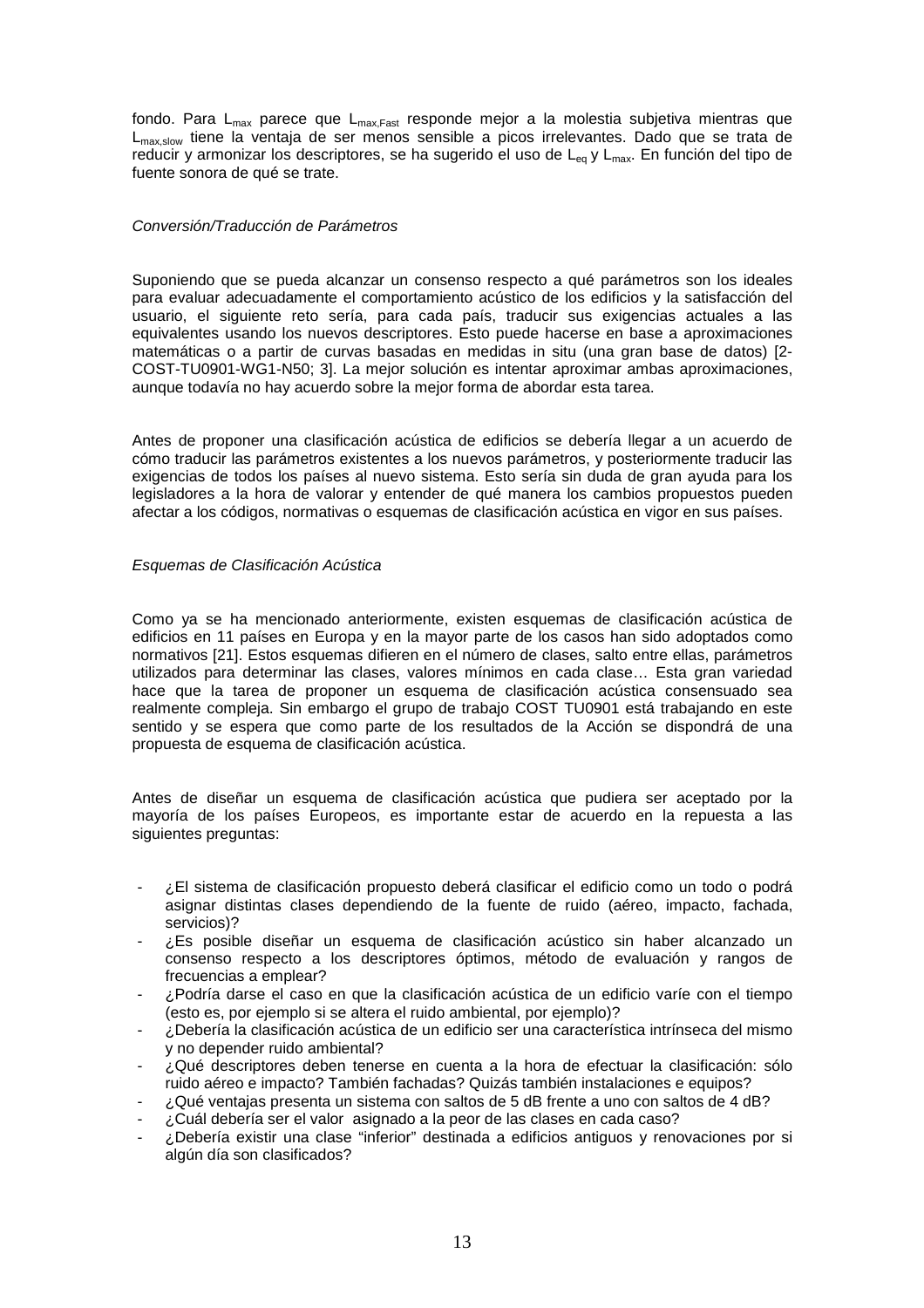fondo. Para $L_{max}$ parece que $L_{max,Fast}$ responde mejor a la molestia subjetiva mientras que $L_{max,slow}$ tiene la ventaja de ser menos sensible a picos irrelevantes. Dado que se trata de reducir y armonizar los descriptores, se ha sugerido el uso de $L_{eq}$ y $L_{max}$. En función del tipo de fuente sonora de qué se trate.

*Conversión/Traducción de Parámetros*

Suponiendo que se pueda alcanzar un consenso respecto a qué parámetros son los ideales para evaluar adecuadamente el comportamiento acústico de los edificios y la satisfacción del usuario, el siguiente reto sería, para cada país, traducir sus exigencias actuales a las equivalentes usando los nuevos descriptores. Esto puede hacerse en base a aproximaciones matemáticas o a partir de curvas basadas en medidas in situ (una gran base de datos) [2-COST-TU0901-WG1-N50; 3]. La mejor solución es intentar aproximar ambas aproximaciones, aunque todavía no hay acuerdo sobre la mejor forma de abordar esta tarea.

Antes de proponer una clasificación acústica de edificios se debería llegar a un acuerdo de cómo traducir las parámetros existentes a los nuevos parámetros, y posteriormente traducir las exigencias de todos los países al nuevo sistema. Esto sería sin duda de gran ayuda para los legisladores a la hora de valorar y entender de qué manera los cambios propuestos pueden afectar a los códigos, normativas o esquemas de clasificación acústica en vigor en sus países.

*Esquemas de Clasificación Acústica*

Como ya se ha mencionado anteriormente, existen esquemas de clasificación acústica de edificios en 11 países en Europa y en la mayor parte de los casos han sido adoptados como normativos [21]. Estos esquemas difieren en el número de clases, salto entre ellas, parámetros utilizados para determinar las clases, valores mínimos en cada clase… Esta gran variedad hace que la tarea de proponer un esquema de clasificación acústica consensuado sea realmente compleja. Sin embargo el grupo de trabajo COST TU0901 está trabajando en este sentido y se espera que como parte de los resultados de la Acción se dispondrá de una propuesta de esquema de clasificación acústica.

Antes de diseñar un esquema de clasificación acústica que pudiera ser aceptado por la mayoría de los países Europeos, es importante estar de acuerdo en la repuesta a las siguientes preguntas:

- ¿El sistema de clasificación propuesto deberá clasificar el edificio como un todo o podrá asignar distintas clases dependiendo de la fuente de ruido (aéreo, impacto, fachada, servicios)?
- ¿Es posible diseñar un esquema de clasificación acústico sin haber alcanzado un consenso respecto a los descriptores óptimos, método de evaluación y rangos de frecuencias a emplear?
- ¿Podría darse el caso en que la clasificación acústica de un edificio varíe con el tiempo (esto es, por ejemplo si se altera el ruido ambiental, por ejemplo)?
- ¿Debería la clasificación acústica de un edificio ser una característica intrínseca del mismo y no depender ruido ambiental?
- ¿Qué descriptores deben tenerse en cuenta a la hora de efectuar la clasificación: sólo ruido aéreo e impacto? También fachadas? Quizás también instalaciones e equipos?
- ¿Qué ventajas presenta un sistema con saltos de 5 dB frente a uno con saltos de 4 dB?
- ¿Cuál debería ser el valor asignado a la peor de las clases en cada caso?
- ¿Debería existir una clase "inferior" destinada a edificios antiguos y renovaciones por si algún día son clasificados?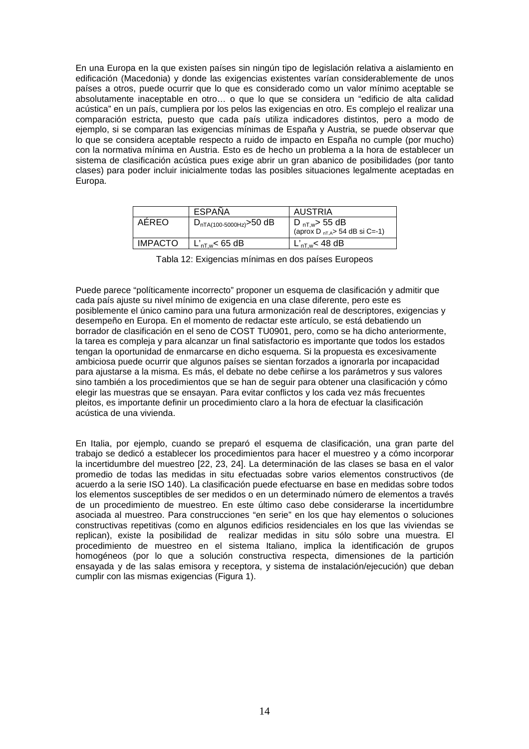En una Europa en la que existen países sin ningún tipo de legislación relativa a aislamiento en edificación (Macedonia) y donde las exigencias existentes varían considerablemente de unos países a otros, puede ocurrir que lo que es considerado como un valor mínimo aceptable se absolutamente inaceptable en otro… o que lo que se considera un "edificio de alta calidad acústica" en un país, cumpliera por los pelos las exigencias en otro. Es complejo el realizar una comparación estricta, puesto que cada país utiliza indicadores distintos, pero a modo de ejemplo, si se comparan las exigencias mínimas de España y Austria, se puede observar que lo que se considera aceptable respecto a ruido de impacto en España no cumple (por mucho) con la normativa mínima en Austria. Esto es de hecho un problema a la hora de establecer un sistema de clasificación acústica pues exige abrir un gran abanico de posibilidades (por tanto clases) para poder incluir inicialmente todas las posibles situaciones legalmente aceptadas en Europa.

| | ESPAÑA | AUSTRIA |
|---|---|---|
| AÉREO | $D_{nTA(100\text{-}5000Hz)}$>50 dB | $D_{nT,w}$> 55 dB (aprox $D_{nT,A}$> 54 dB si C=-1) |
| IMPACTO | $L'_{nT,w}$< 65 dB | $L'_{nT,w}$< 48 dB |

Tabla 12: Exigencias mínimas en dos países Europeos

Puede parece "políticamente incorrecto" proponer un esquema de clasificación y admitir que cada país ajuste su nivel mínimo de exigencia en una clase diferente, pero este es posiblemente el único camino para una futura armonización real de descriptores, exigencias y desempeño en Europa. En el momento de redactar este artículo, se está debatiendo un borrador de clasificación en el seno de COST TU0901, pero, como se ha dicho anteriormente, la tarea es compleja y para alcanzar un final satisfactorio es importante que todos los estados tengan la oportunidad de enmarcarse en dicho esquema. Si la propuesta es excesivamente ambiciosa puede ocurrir que algunos países se sientan forzados a ignorarla por incapacidad para ajustarse a la misma. Es más, el debate no debe ceñirse a los parámetros y sus valores sino también a los procedimientos que se han de seguir para obtener una clasificación y cómo elegir las muestras que se ensayan. Para evitar conflictos y los cada vez más frecuentes pleitos, es importante definir un procedimiento claro a la hora de efectuar la clasificación acústica de una vivienda.

En Italia, por ejemplo, cuando se preparó el esquema de clasificación, una gran parte del trabajo se dedicó a establecer los procedimientos para hacer el muestreo y a cómo incorporar la incertidumbre del muestreo [22, 23, 24]. La determinación de las clases se basa en el valor promedio de todas las medidas in situ efectuadas sobre varios elementos constructivos (de acuerdo a la serie ISO 140). La clasificación puede efectuarse en base en medidas sobre todos los elementos susceptibles de ser medidos o en un determinado número de elementos a través de un procedimiento de muestreo. En este último caso debe considerarse la incertidumbre asociada al muestreo. Para construcciones "en serie" en los que hay elementos o soluciones constructivas repetitivas (como en algunos edificios residenciales en los que las viviendas se replican), existe la posibilidad de realizar medidas in situ sólo sobre una muestra. El procedimiento de muestreo en el sistema Italiano, implica la identificación de grupos homogéneos (por lo que a solución constructiva respecta, dimensiones de la partición ensayada y de las salas emisora y receptora, y sistema de instalación/ejecución) que deban cumplir con las mismas exigencias (Figura 1).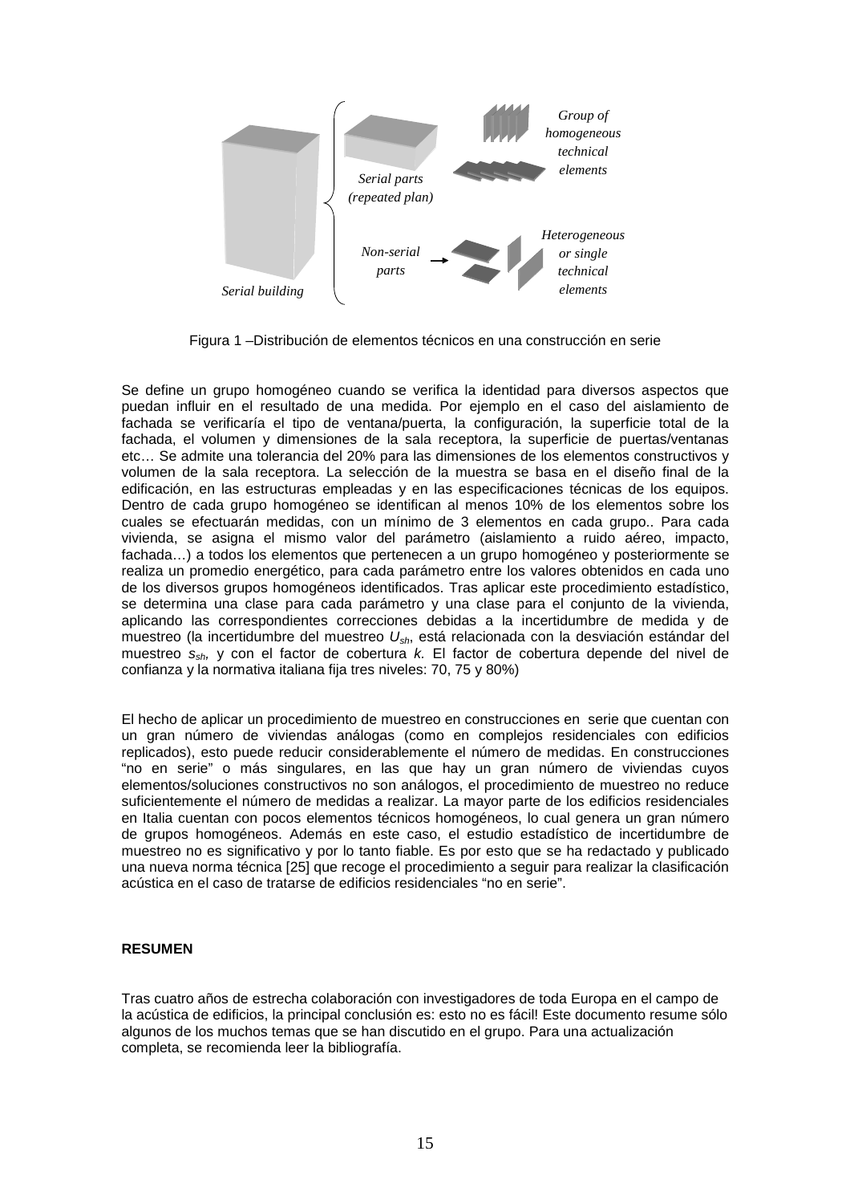Group of homogeneous technical elements

Serial parts (repeated plan)

Heterogeneous or single technical elements

Non-serial parts

Serial building

Figura 1 –Distribución de elementos técnicos en una construcción en serie

Se define un grupo homogéneo cuando se verifica la identidad para diversos aspectos que puedan influir en el resultado de una medida. Por ejemplo en el caso del aislamiento de fachada se verificaría el tipo de ventana/puerta, la configuración, la superficie total de la fachada, el volumen y dimensiones de la sala receptora, la superficie de puertas/ventanas etc… Se admite una tolerancia del 20% para las dimensiones de los elementos constructivos y volumen de la sala receptora. La selección de la muestra se basa en el diseño final de la edificación, en las estructuras empleadas y en las especificaciones técnicas de los equipos. Dentro de cada grupo homogéneo se identifican al menos 10% de los elementos sobre los cuales se efectuarán medidas, con un mínimo de 3 elementos en cada grupo.. Para cada vivienda, se asigna el mismo valor del parámetro (aislamiento a ruido aéreo, impacto, fachada…) a todos los elementos que pertenecen a un grupo homogéneo y posteriormente se realiza un promedio energético, para cada parámetro entre los valores obtenidos en cada uno de los diversos grupos homogéneos identificados. Tras aplicar este procedimiento estadístico, se determina una clase para cada parámetro y una clase para el conjunto de la vivienda, aplicando las correspondientes correcciones debidas a la incertidumbre de medida y de muestreo (la incertidumbre del muestreo $U_{sh}$, está relacionada con la desviación estándar del muestreo $s_{sh}$, y con el factor de cobertura $k$. El factor de cobertura depende del nivel de confianza y la normativa italiana fija tres niveles: 70, 75 y 80%)

El hecho de aplicar un procedimiento de muestreo en construcciones en serie que cuentan con un gran número de viviendas análogas (como en complejos residenciales con edificios replicados), esto puede reducir considerablemente el número de medidas. En construcciones "no en serie" o más singulares, en las que hay un gran número de viviendas cuyos elementos/soluciones constructivos no son análogos, el procedimiento de muestreo no reduce suficientemente el número de medidas a realizar. La mayor parte de los edificios residenciales en Italia cuentan con pocos elementos técnicos homogéneos, lo cual genera un gran número de grupos homogéneos. Además en este caso, el estudio estadístico de incertidumbre de muestreo no es significativo y por lo tanto fiable. Es por esto que se ha redactado y publicado una nueva norma técnica [25] que recoge el procedimiento a seguir para realizar la clasificación acústica en el caso de tratarse de edificios residenciales "no en serie".

**RESUMEN**

Tras cuatro años de estrecha colaboración con investigadores de toda Europa en el campo de la acústica de edificios, la principal conclusión es: esto no es fácil! Este documento resume sólo algunos de los muchos temas que se han discutido en el grupo. Para una actualización completa, se recomienda leer la bibliografía.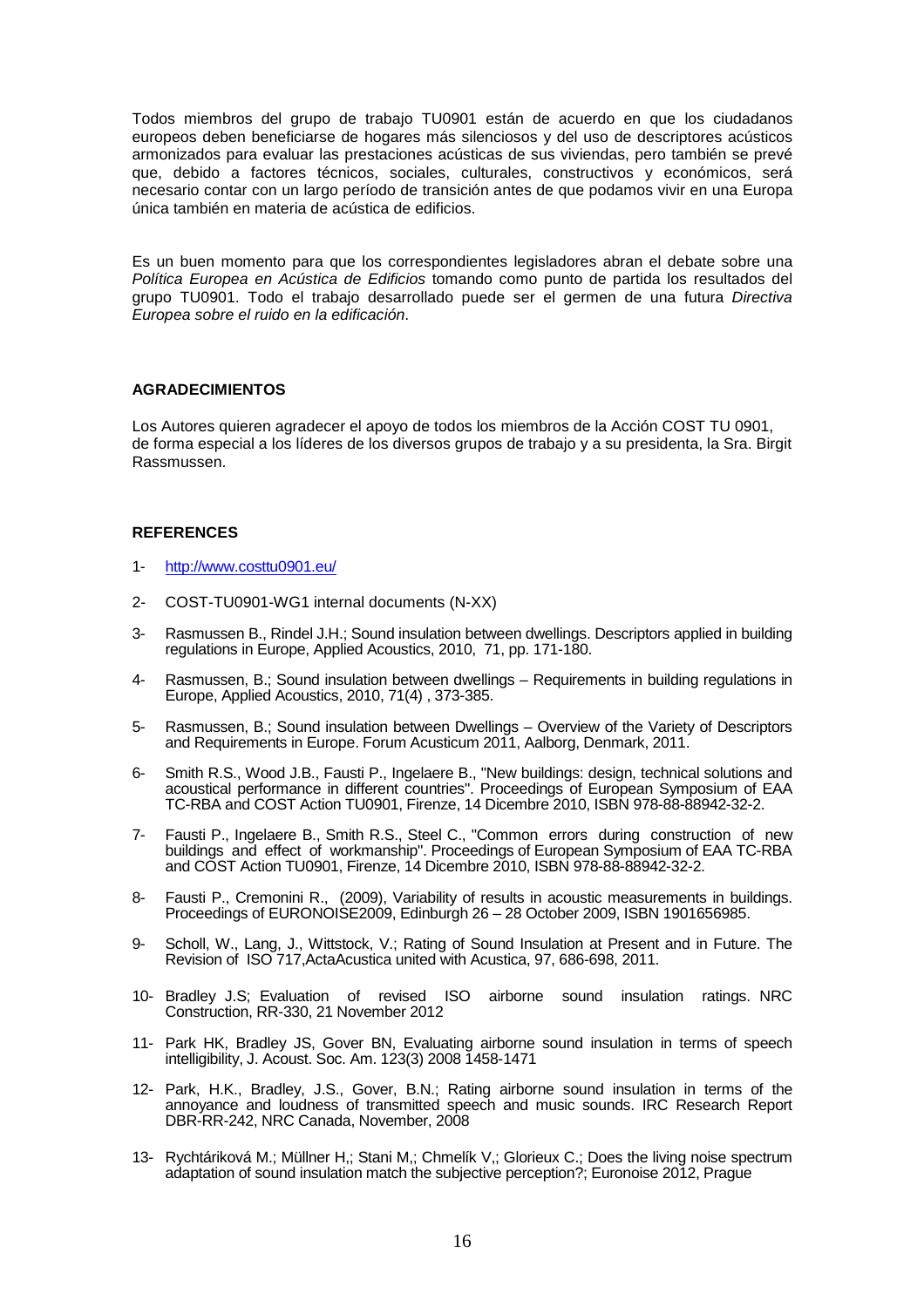Todos miembros del grupo de trabajo TU0901 están de acuerdo en que los ciudadanos europeos deben beneficiarse de hogares más silenciosos y del uso de descriptores acústicos armonizados para evaluar las prestaciones acústicas de sus viviendas, pero también se prevé que, debido a factores técnicos, sociales, culturales, constructivos y económicos, será necesario contar con un largo período de transición antes de que podamos vivir en una Europa única también en materia de acústica de edificios.

Es un buen momento para que los correspondientes legisladores abran el debate sobre una *Política Europea en Acústica de Edificios* tomando como punto de partida los resultados del grupo TU0901. Todo el trabajo desarrollado puede ser el germen de una futura *Directiva Europea sobre el ruido en la edificación*.

## AGRADECIMIENTOS

Los Autores quieren agradecer el apoyo de todos los miembros de la Acción COST TU 0901, de forma especial a los líderes de los diversos grupos de trabajo y a su presidenta, la Sra. Birgit Rassmussen.

## REFERENCES

1- http://www.costtu0901.eu/

2- COST-TU0901-WG1 internal documents (N-XX)

3- Rasmussen B., Rindel J.H.; Sound insulation between dwellings. Descriptors applied in building regulations in Europe, Applied Acoustics, 2010, 71, pp. 171-180.

4- Rasmussen, B.; Sound insulation between dwellings – Requirements in building regulations in Europe, Applied Acoustics, 2010, 71(4) , 373-385.

5- Rasmussen, B.; Sound insulation between Dwellings – Overview of the Variety of Descriptors and Requirements in Europe. Forum Acusticum 2011, Aalborg, Denmark, 2011.

6- Smith R.S., Wood J.B., Fausti P., Ingelaere B., "New buildings: design, technical solutions and acoustical performance in different countries". Proceedings of European Symposium of EAA TC-RBA and COST Action TU0901, Firenze, 14 Dicembre 2010, ISBN 978-88-88942-32-2.

7- Fausti P., Ingelaere B., Smith R.S., Steel C., "Common errors during construction of new buildings and effect of workmanship". Proceedings of European Symposium of EAA TC-RBA and COST Action TU0901, Firenze, 14 Dicembre 2010, ISBN 978-88-88942-32-2.

8- Fausti P., Cremonini R., (2009), Variability of results in acoustic measurements in buildings. Proceedings of EURONOISE2009, Edinburgh 26 – 28 October 2009, ISBN 1901656985.

9- Scholl, W., Lang, J., Wittstock, V.; Rating of Sound Insulation at Present and in Future. The Revision of ISO 717,ActaAcustica united with Acustica, 97, 686-698, 2011.

10- Bradley J.S; Evaluation of revised ISO airborne sound insulation ratings. NRC Construction, RR-330, 21 November 2012

11- Park HK, Bradley JS, Gover BN, Evaluating airborne sound insulation in terms of speech intelligibility, J. Acoust. Soc. Am. 123(3) 2008 1458-1471

12- Park, H.K., Bradley, J.S., Gover, B.N.; Rating airborne sound insulation in terms of the annoyance and loudness of transmitted speech and music sounds. IRC Research Report DBR-RR-242, NRC Canada, November, 2008

13- Rychtáriková M.; Müllner H,; Stani M,; Chmelík V,; Glorieux C.; Does the living noise spectrum adaptation of sound insulation match the subjective perception?; Euronoise 2012, Prague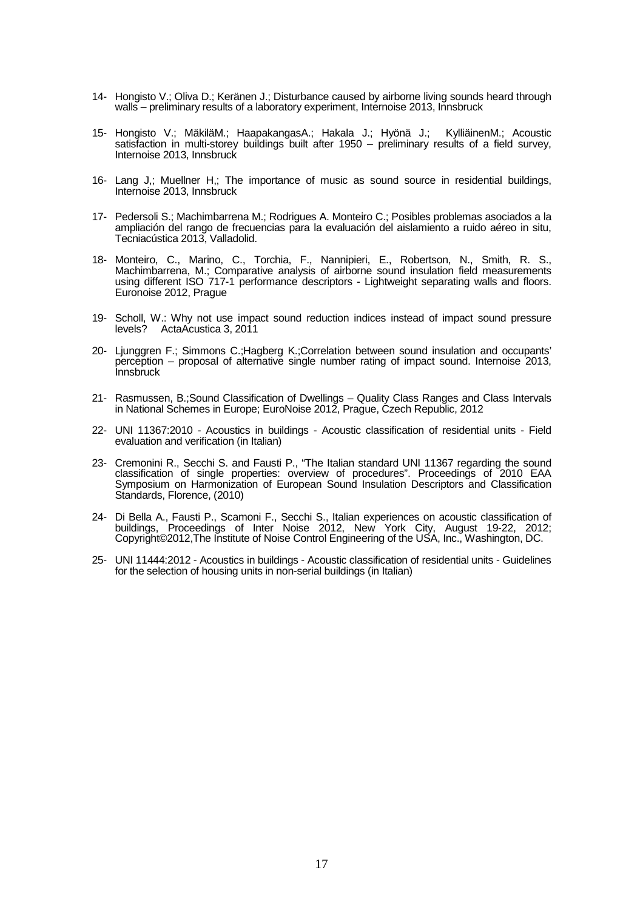14- Hongisto V.; Oliva D.; Keränen J.; Disturbance caused by airborne living sounds heard through walls – preliminary results of a laboratory experiment, Internoise 2013, Innsbruck

15- Hongisto V.; MäkiläM.; HaapakangasA.; Hakala J.; Hyönä J.; KylliäinenM.; Acoustic satisfaction in multi-storey buildings built after 1950 – preliminary results of a field survey, Internoise 2013, Innsbruck

16- Lang J,; Muellner H,; The importance of music as sound source in residential buildings, Internoise 2013, Innsbruck

17- Pedersoli S.; Machimbarrena M.; Rodrigues A. Monteiro C.; Posibles problemas asociados a la ampliación del rango de frecuencias para la evaluación del aislamiento a ruido aéreo in situ, Tecniacústica 2013, Valladolid.

18- Monteiro, C., Marino, C., Torchia, F., Nannipieri, E., Robertson, N., Smith, R. S., Machimbarrena, M.; Comparative analysis of airborne sound insulation field measurements using different ISO 717-1 performance descriptors - Lightweight separating walls and floors. Euronoise 2012, Prague

19- Scholl, W.: Why not use impact sound reduction indices instead of impact sound pressure levels? ActaAcustica 3, 2011

20- Ljunggren F.; Simmons C.;Hagberg K.;Correlation between sound insulation and occupants' perception – proposal of alternative single number rating of impact sound. Internoise 2013, Innsbruck

21- Rasmussen, B.;Sound Classification of Dwellings – Quality Class Ranges and Class Intervals in National Schemes in Europe; EuroNoise 2012, Prague, Czech Republic, 2012

22- UNI 11367:2010 - Acoustics in buildings - Acoustic classification of residential units - Field evaluation and verification (in Italian)

23- Cremonini R., Secchi S. and Fausti P., "The Italian standard UNI 11367 regarding the sound classification of single properties: overview of procedures". Proceedings of 2010 EAA Symposium on Harmonization of European Sound Insulation Descriptors and Classification Standards, Florence, (2010)

24- Di Bella A., Fausti P., Scamoni F., Secchi S., Italian experiences on acoustic classification of buildings, Proceedings of Inter Noise 2012, New York City, August 19-22, 2012; Copyright©2012,The Institute of Noise Control Engineering of the USA, Inc., Washington, DC.

25- UNI 11444:2012 - Acoustics in buildings - Acoustic classification of residential units - Guidelines for the selection of housing units in non-serial buildings (in Italian)